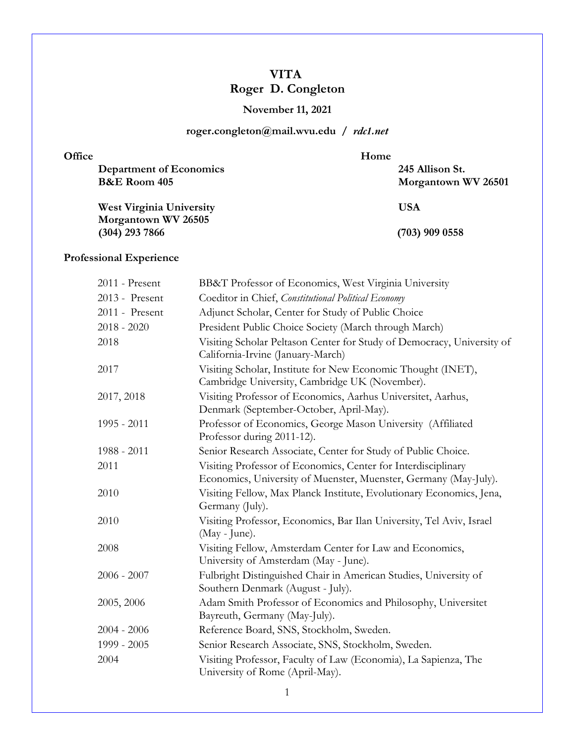# VITA
# Roger D. Congleton

**November 11, 2021**

**roger.congleton@mail.wvu.edu / *rdc1.net***

**Office**

**Department of Economics**
**B&E Room 405**

**West Virginia University**
**Morgantown WV 26505**
**(304) 293 7866**

**Home**

**245 Allison St.**
**Morgantown WV 26501**

**USA**

**(703) 909 0558**

## Professional Experience

| | |
|---|---|
| 2011 - Present | BB&T Professor of Economics, West Virginia University |
| 2013 - Present | Coeditor in Chief, *Constitutional Political Economy* |
| 2011 - Present | Adjunct Scholar, Center for Study of Public Choice |
| 2018 - 2020 | President Public Choice Society (March through March) |
| 2018 | Visiting Scholar Peltason Center for Study of Democracy, University of California-Irvine (January-March) |
| 2017 | Visiting Scholar, Institute for New Economic Thought (INET), Cambridge University, Cambridge UK (November). |
| 2017, 2018 | Visiting Professor of Economics, Aarhus Universitet, Aarhus, Denmark (September-October, April-May). |
| 1995 - 2011 | Professor of Economics, George Mason University (Affiliated Professor during 2011-12). |
| 1988 - 2011 | Senior Research Associate, Center for Study of Public Choice. |
| 2011 | Visiting Professor of Economics, Center for Interdisciplinary Economics, University of Muenster, Muenster, Germany (May-July). |
| 2010 | Visiting Fellow, Max Planck Institute, Evolutionary Economics, Jena, Germany (July). |
| 2010 | Visiting Professor, Economics, Bar Ilan University, Tel Aviv, Israel (May - June). |
| 2008 | Visiting Fellow, Amsterdam Center for Law and Economics, University of Amsterdam (May - June). |
| 2006 - 2007 | Fulbright Distinguished Chair in American Studies, University of Southern Denmark (August - July). |
| 2005, 2006 | Adam Smith Professor of Economics and Philosophy, Universitet Bayreuth, Germany (May-July). |
| 2004 - 2006 | Reference Board, SNS, Stockholm, Sweden. |
| 1999 - 2005 | Senior Research Associate, SNS, Stockholm, Sweden. |
| 2004 | Visiting Professor, Faculty of Law (Economia), La Sapienza, The University of Rome (April-May). |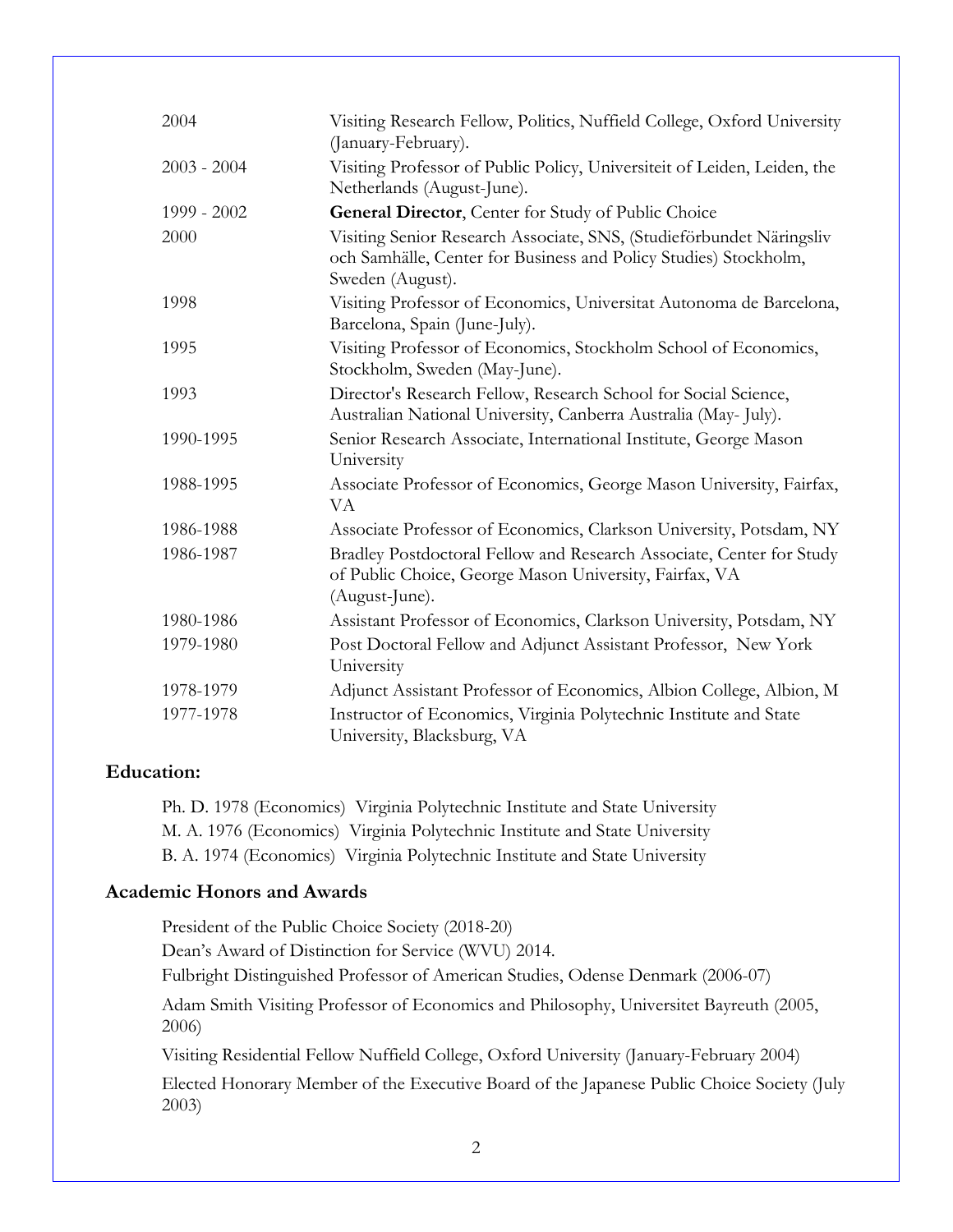| | |
|---|---|
| 2004 | Visiting Research Fellow, Politics, Nuffield College, Oxford University (January-February). |
| 2003 - 2004 | Visiting Professor of Public Policy, Universiteit of Leiden, Leiden, the Netherlands (August-June). |
| 1999 - 2002 | **General Director**, Center for Study of Public Choice |
| 2000 | Visiting Senior Research Associate, SNS, (Studieförbundet Näringsliv och Samhälle, Center for Business and Policy Studies) Stockholm, Sweden (August). |
| 1998 | Visiting Professor of Economics, Universitat Autonoma de Barcelona, Barcelona, Spain (June-July). |
| 1995 | Visiting Professor of Economics, Stockholm School of Economics, Stockholm, Sweden (May-June). |
| 1993 | Director's Research Fellow, Research School for Social Science, Australian National University, Canberra Australia (May- July). |
| 1990-1995 | Senior Research Associate, International Institute, George Mason University |
| 1988-1995 | Associate Professor of Economics, George Mason University, Fairfax, VA |
| 1986-1988 | Associate Professor of Economics, Clarkson University, Potsdam, NY |
| 1986-1987 | Bradley Postdoctoral Fellow and Research Associate, Center for Study of Public Choice, George Mason University, Fairfax, VA (August-June). |
| 1980-1986 | Assistant Professor of Economics, Clarkson University, Potsdam, NY |
| 1979-1980 | Post Doctoral Fellow and Adjunct Assistant Professor, New York University |
| 1978-1979 | Adjunct Assistant Professor of Economics, Albion College, Albion, M |
| 1977-1978 | Instructor of Economics, Virginia Polytechnic Institute and State University, Blacksburg, VA |

## Education:

Ph. D. 1978 (Economics) Virginia Polytechnic Institute and State University

M. A. 1976 (Economics) Virginia Polytechnic Institute and State University

B. A. 1974 (Economics) Virginia Polytechnic Institute and State University

## Academic Honors and Awards

President of the Public Choice Society (2018-20)

Dean's Award of Distinction for Service (WVU) 2014.

Fulbright Distinguished Professor of American Studies, Odense Denmark (2006-07)

Adam Smith Visiting Professor of Economics and Philosophy, Universitet Bayreuth (2005, 2006)

Visiting Residential Fellow Nuffield College, Oxford University (January-February 2004)

Elected Honorary Member of the Executive Board of the Japanese Public Choice Society (July 2003)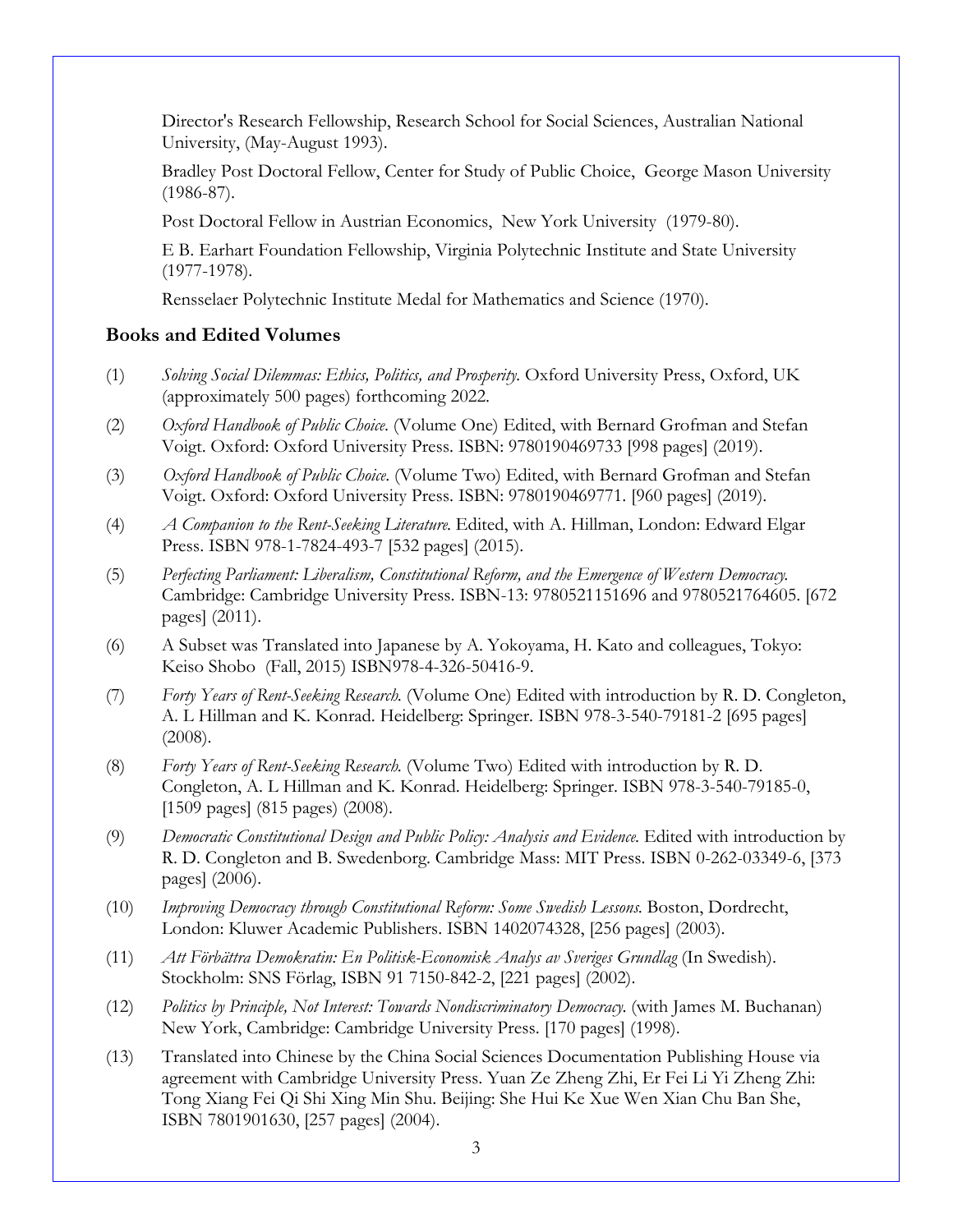Director's Research Fellowship, Research School for Social Sciences, Australian National University, (May-August 1993).

Bradley Post Doctoral Fellow, Center for Study of Public Choice, George Mason University (1986-87).

Post Doctoral Fellow in Austrian Economics, New York University (1979-80).

E B. Earhart Foundation Fellowship, Virginia Polytechnic Institute and State University (1977-1978).

Rensselaer Polytechnic Institute Medal for Mathematics and Science (1970).

## Books and Edited Volumes

(1) *Solving Social Dilemmas: Ethics, Politics, and Prosperity.* Oxford University Press, Oxford, UK (approximately 500 pages) forthcoming 2022.

(2) *Oxford Handbook of Public Choice.* (Volume One) Edited, with Bernard Grofman and Stefan Voigt. Oxford: Oxford University Press. ISBN: 9780190469733 [998 pages] (2019).

(3) *Oxford Handbook of Public Choice.* (Volume Two) Edited, with Bernard Grofman and Stefan Voigt. Oxford: Oxford University Press. ISBN: 9780190469771. [960 pages] (2019).

(4) *A Companion to the Rent-Seeking Literature.* Edited, with A. Hillman, London: Edward Elgar Press. ISBN 978-1-7824-493-7 [532 pages] (2015).

(5) *Perfecting Parliament: Liberalism, Constitutional Reform, and the Emergence of Western Democracy.* Cambridge: Cambridge University Press. ISBN-13: 9780521151696 and 9780521764605. [672 pages] (2011).

(6) A Subset was Translated into Japanese by A. Yokoyama, H. Kato and colleagues, Tokyo: Keiso Shobo (Fall, 2015) ISBN978-4-326-50416-9.

(7) *Forty Years of Rent-Seeking Research.* (Volume One) Edited with introduction by R. D. Congleton, A. L Hillman and K. Konrad. Heidelberg: Springer. ISBN 978-3-540-79181-2 [695 pages] (2008).

(8) *Forty Years of Rent-Seeking Research.* (Volume Two) Edited with introduction by R. D. Congleton, A. L Hillman and K. Konrad. Heidelberg: Springer. ISBN 978-3-540-79185-0, [1509 pages] (815 pages) (2008).

(9) *Democratic Constitutional Design and Public Policy: Analysis and Evidence.* Edited with introduction by R. D. Congleton and B. Swedenborg. Cambridge Mass: MIT Press. ISBN 0-262-03349-6, [373 pages] (2006).

(10) *Improving Democracy through Constitutional Reform: Some Swedish Lessons.* Boston, Dordrecht, London: Kluwer Academic Publishers. ISBN 1402074328, [256 pages] (2003).

(11) *Att Förbättra Demokratin: En Politisk-Economisk Analys av Sveriges Grundlag* (In Swedish). Stockholm: SNS Förlag, ISBN 91 7150-842-2, [221 pages] (2002).

(12) *Politics by Principle, Not Interest: Towards Nondiscriminatory Democracy.* (with James M. Buchanan) New York, Cambridge: Cambridge University Press. [170 pages] (1998).

(13) Translated into Chinese by the China Social Sciences Documentation Publishing House via agreement with Cambridge University Press. Yuan Ze Zheng Zhi, Er Fei Li Yi Zheng Zhi: Tong Xiang Fei Qi Shi Xing Min Shu. Beijing: She Hui Ke Xue Wen Xian Chu Ban She, ISBN 7801901630, [257 pages] (2004).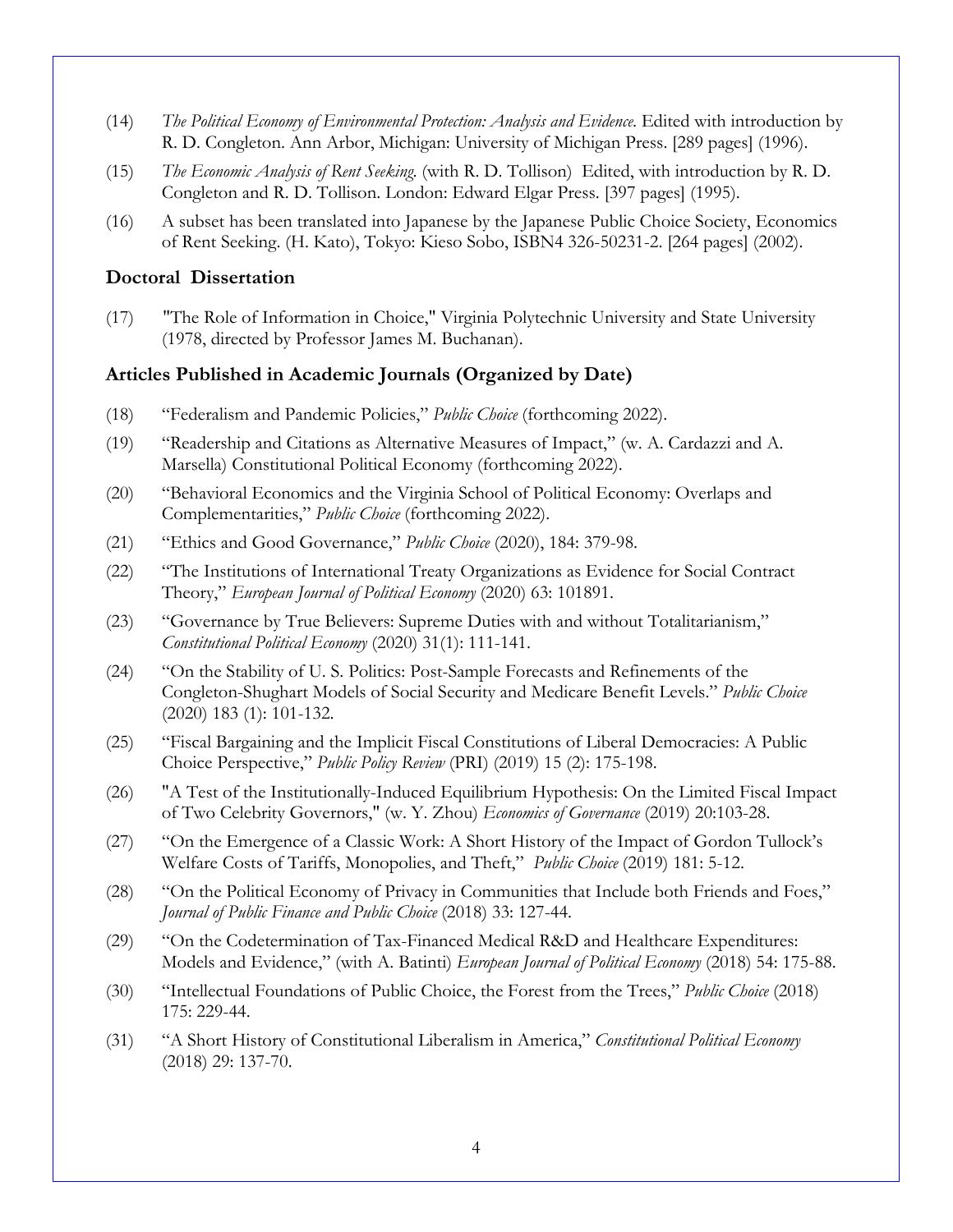(14) *The Political Economy of Environmental Protection: Analysis and Evidence.* Edited with introduction by R. D. Congleton. Ann Arbor, Michigan: University of Michigan Press. [289 pages] (1996).

(15) *The Economic Analysis of Rent Seeking.* (with R. D. Tollison) Edited, with introduction by R. D. Congleton and R. D. Tollison. London: Edward Elgar Press. [397 pages] (1995).

(16) A subset has been translated into Japanese by the Japanese Public Choice Society, Economics of Rent Seeking. (H. Kato), Tokyo: Kieso Sobo, ISBN4 326-50231-2. [264 pages] (2002).

## Doctoral Dissertation

(17) "The Role of Information in Choice," Virginia Polytechnic University and State University (1978, directed by Professor James M. Buchanan).

## Articles Published in Academic Journals (Organized by Date)

(18) "Federalism and Pandemic Policies," *Public Choice* (forthcoming 2022).

(19) "Readership and Citations as Alternative Measures of Impact," (w. A. Cardazzi and A. Marsella) Constitutional Political Economy (forthcoming 2022).

(20) "Behavioral Economics and the Virginia School of Political Economy: Overlaps and Complementarities," *Public Choice* (forthcoming 2022).

(21) "Ethics and Good Governance," *Public Choice* (2020), 184: 379-98.

(22) "The Institutions of International Treaty Organizations as Evidence for Social Contract Theory," *European Journal of Political Economy* (2020) 63: 101891.

(23) "Governance by True Believers: Supreme Duties with and without Totalitarianism," *Constitutional Political Economy* (2020) 31(1): 111-141.

(24) "On the Stability of U. S. Politics: Post-Sample Forecasts and Refinements of the Congleton-Shughart Models of Social Security and Medicare Benefit Levels." *Public Choice* (2020) 183 (1): 101-132.

(25) "Fiscal Bargaining and the Implicit Fiscal Constitutions of Liberal Democracies: A Public Choice Perspective," *Public Policy Review* (PRI) (2019) 15 (2): 175-198.

(26) "A Test of the Institutionally-Induced Equilibrium Hypothesis: On the Limited Fiscal Impact of Two Celebrity Governors," (w. Y. Zhou) *Economics of Governance* (2019) 20:103-28.

(27) "On the Emergence of a Classic Work: A Short History of the Impact of Gordon Tullock's Welfare Costs of Tariffs, Monopolies, and Theft," *Public Choice* (2019) 181: 5-12.

(28) "On the Political Economy of Privacy in Communities that Include both Friends and Foes," *Journal of Public Finance and Public Choice* (2018) 33: 127-44.

(29) "On the Codetermination of Tax-Financed Medical R&D and Healthcare Expenditures: Models and Evidence," (with A. Batinti) *European Journal of Political Economy* (2018) 54: 175-88.

(30) "Intellectual Foundations of Public Choice, the Forest from the Trees," *Public Choice* (2018) 175: 229-44.

(31) "A Short History of Constitutional Liberalism in America," *Constitutional Political Economy* (2018) 29: 137-70.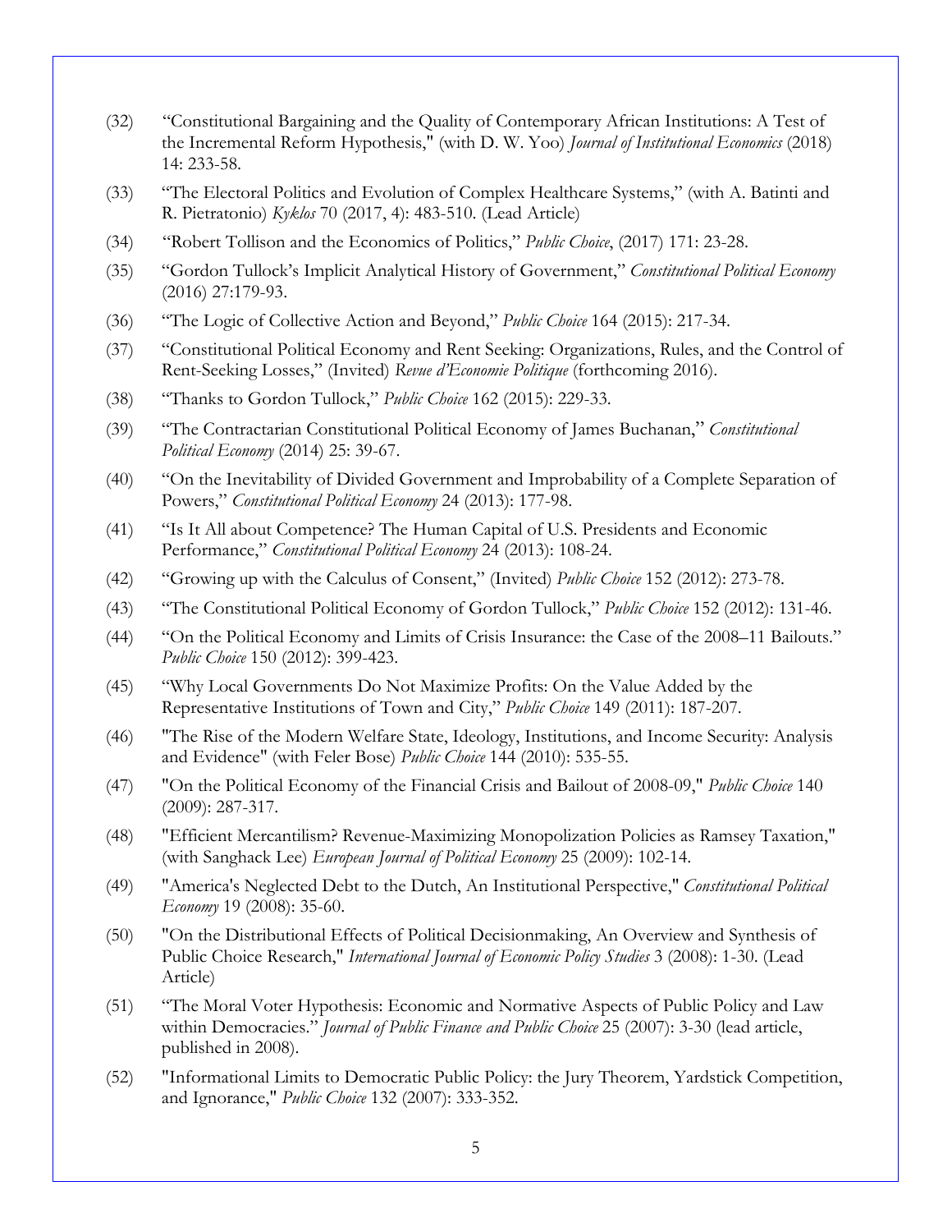(32) "Constitutional Bargaining and the Quality of Contemporary African Institutions: A Test of the Incremental Reform Hypothesis," (with D. W. Yoo) *Journal of Institutional Economics* (2018) 14: 233-58.

(33) "The Electoral Politics and Evolution of Complex Healthcare Systems," (with A. Batinti and R. Pietratonio) *Kyklos* 70 (2017, 4): 483-510. (Lead Article)

(34) "Robert Tollison and the Economics of Politics," *Public Choice*, (2017) 171: 23-28.

(35) "Gordon Tullock's Implicit Analytical History of Government," *Constitutional Political Economy* (2016) 27:179-93.

(36) "The Logic of Collective Action and Beyond," *Public Choice* 164 (2015): 217-34.

(37) "Constitutional Political Economy and Rent Seeking: Organizations, Rules, and the Control of Rent-Seeking Losses," (Invited) *Revue d'Economie Politique* (forthcoming 2016).

(38) "Thanks to Gordon Tullock," *Public Choice* 162 (2015): 229-33.

(39) "The Contractarian Constitutional Political Economy of James Buchanan," *Constitutional Political Economy* (2014) 25: 39-67.

(40) "On the Inevitability of Divided Government and Improbability of a Complete Separation of Powers," *Constitutional Political Economy* 24 (2013): 177-98.

(41) "Is It All about Competence? The Human Capital of U.S. Presidents and Economic Performance," *Constitutional Political Economy* 24 (2013): 108-24.

(42) "Growing up with the Calculus of Consent," (Invited) *Public Choice* 152 (2012): 273-78.

(43) "The Constitutional Political Economy of Gordon Tullock," *Public Choice* 152 (2012): 131-46.

(44) "On the Political Economy and Limits of Crisis Insurance: the Case of the 2008–11 Bailouts." *Public Choice* 150 (2012): 399-423.

(45) "Why Local Governments Do Not Maximize Profits: On the Value Added by the Representative Institutions of Town and City," *Public Choice* 149 (2011): 187-207.

(46) "The Rise of the Modern Welfare State, Ideology, Institutions, and Income Security: Analysis and Evidence" (with Feler Bose) *Public Choice* 144 (2010): 535-55.

(47) "On the Political Economy of the Financial Crisis and Bailout of 2008-09," *Public Choice* 140 (2009): 287-317.

(48) "Efficient Mercantilism? Revenue-Maximizing Monopolization Policies as Ramsey Taxation," (with Sanghack Lee) *European Journal of Political Economy* 25 (2009): 102-14.

(49) "America's Neglected Debt to the Dutch, An Institutional Perspective," *Constitutional Political Economy* 19 (2008): 35-60.

(50) "On the Distributional Effects of Political Decisionmaking, An Overview and Synthesis of Public Choice Research," *International Journal of Economic Policy Studies* 3 (2008): 1-30. (Lead Article)

(51) "The Moral Voter Hypothesis: Economic and Normative Aspects of Public Policy and Law within Democracies." *Journal of Public Finance and Public Choice* 25 (2007): 3-30 (lead article, published in 2008).

(52) "Informational Limits to Democratic Public Policy: the Jury Theorem, Yardstick Competition, and Ignorance," *Public Choice* 132 (2007): 333-352.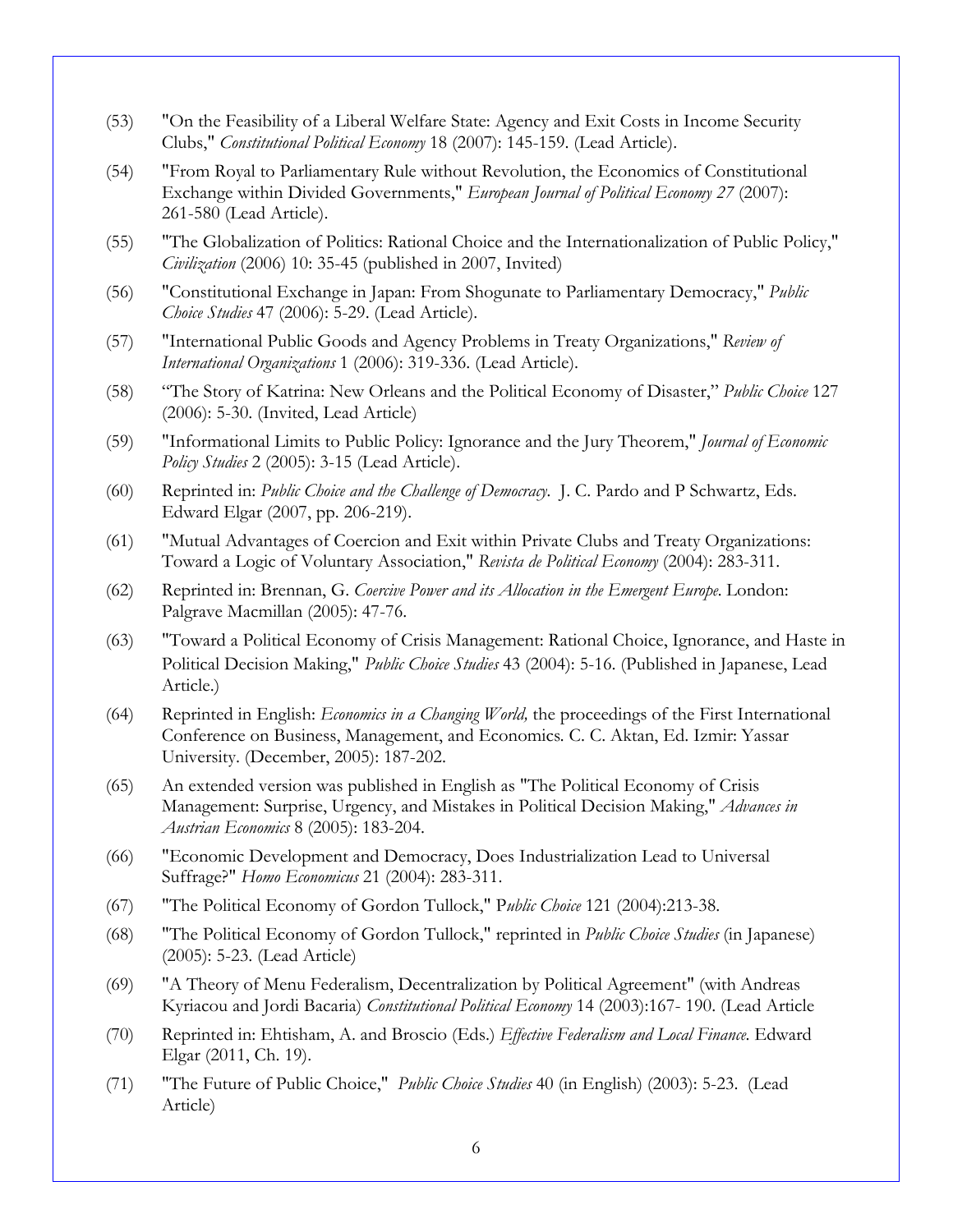(53) "On the Feasibility of a Liberal Welfare State: Agency and Exit Costs in Income Security Clubs," *Constitutional Political Economy* 18 (2007): 145-159. (Lead Article).

(54) "From Royal to Parliamentary Rule without Revolution, the Economics of Constitutional Exchange within Divided Governments," *European Journal of Political Economy 27* (2007): 261-580 (Lead Article).

(55) "The Globalization of Politics: Rational Choice and the Internationalization of Public Policy," *Civilization* (2006) 10: 35-45 (published in 2007, Invited)

(56) "Constitutional Exchange in Japan: From Shogunate to Parliamentary Democracy," *Public Choice Studies* 47 (2006): 5-29. (Lead Article).

(57) "International Public Goods and Agency Problems in Treaty Organizations," *Review of International Organizations* 1 (2006): 319-336. (Lead Article).

(58) "The Story of Katrina: New Orleans and the Political Economy of Disaster," *Public Choice* 127 (2006): 5-30. (Invited, Lead Article)

(59) "Informational Limits to Public Policy: Ignorance and the Jury Theorem," *Journal of Economic Policy Studies* 2 (2005): 3-15 (Lead Article).

(60) Reprinted in: *Public Choice and the Challenge of Democracy.* J. C. Pardo and P Schwartz, Eds. Edward Elgar (2007, pp. 206-219).

(61) "Mutual Advantages of Coercion and Exit within Private Clubs and Treaty Organizations: Toward a Logic of Voluntary Association," *Revista de Political Economy* (2004): 283-311.

(62) Reprinted in: Brennan, G. *Coercive Power and its Allocation in the Emergent Europe*. London: Palgrave Macmillan (2005): 47-76.

(63) "Toward a Political Economy of Crisis Management: Rational Choice, Ignorance, and Haste in Political Decision Making," *Public Choice Studies* 43 (2004): 5-16. (Published in Japanese, Lead Article.)

(64) Reprinted in English: *Economics in a Changing World,* the proceedings of the First International Conference on Business, Management, and Economics. C. C. Aktan, Ed. Izmir: Yassar University. (December, 2005): 187-202.

(65) An extended version was published in English as "The Political Economy of Crisis Management: Surprise, Urgency, and Mistakes in Political Decision Making," *Advances in Austrian Economics* 8 (2005): 183-204.

(66) "Economic Development and Democracy, Does Industrialization Lead to Universal Suffrage?" *Homo Economicus* 21 (2004): 283-311.

(67) "The Political Economy of Gordon Tullock," P*ublic Choice* 121 (2004):213-38.

(68) "The Political Economy of Gordon Tullock," reprinted in *Public Choice Studies* (in Japanese) (2005): 5-23. (Lead Article)

(69) "A Theory of Menu Federalism, Decentralization by Political Agreement" (with Andreas Kyriacou and Jordi Bacaria) *Constitutional Political Economy* 14 (2003):167- 190. (Lead Article

(70) Reprinted in: Ehtisham, A. and Broscio (Eds.) *Effective Federalism and Local Finance.* Edward Elgar (2011, Ch. 19).

(71) "The Future of Public Choice," *Public Choice Studies* 40 (in English) (2003): 5-23. (Lead Article)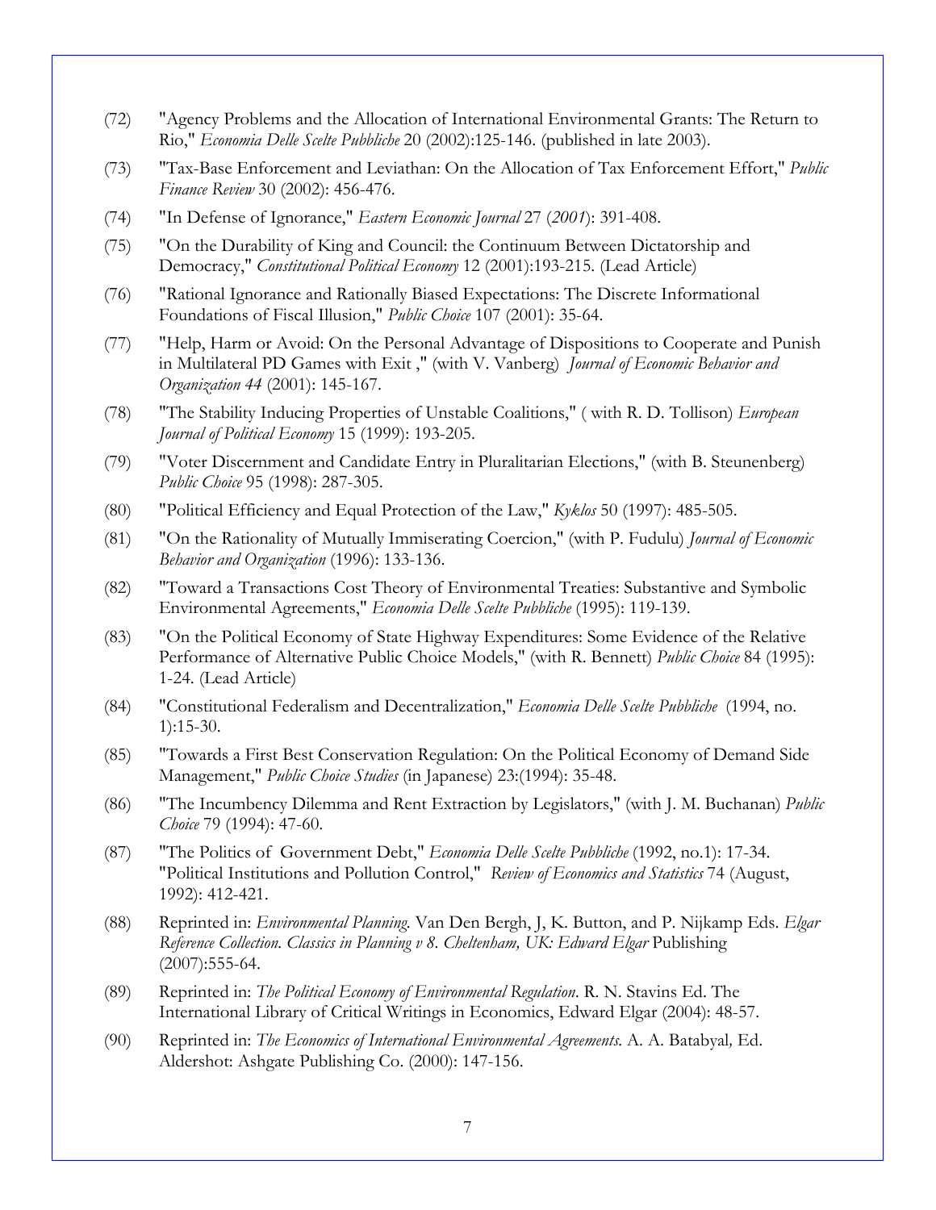(72) "Agency Problems and the Allocation of International Environmental Grants: The Return to Rio," *Economia Delle Scelte Pubbliche* 20 (2002):125-146. (published in late 2003).

(73) "Tax-Base Enforcement and Leviathan: On the Allocation of Tax Enforcement Effort," *Public Finance Review* 30 (2002): 456-476.

(74) "In Defense of Ignorance," *Eastern Economic Journal* 27 (*2001*): 391-408.

(75) "On the Durability of King and Council: the Continuum Between Dictatorship and Democracy," *Constitutional Political Economy* 12 (2001):193-215. (Lead Article)

(76) "Rational Ignorance and Rationally Biased Expectations: The Discrete Informational Foundations of Fiscal Illusion," *Public Choice* 107 (2001): 35-64.

(77) "Help, Harm or Avoid: On the Personal Advantage of Dispositions to Cooperate and Punish in Multilateral PD Games with Exit ," (with V. Vanberg) *Journal of Economic Behavior and Organization 44* (2001): 145-167.

(78) "The Stability Inducing Properties of Unstable Coalitions," ( with R. D. Tollison) *European Journal of Political Economy* 15 (1999): 193-205.

(79) "Voter Discernment and Candidate Entry in Pluralitarian Elections," (with B. Steunenberg) *Public Choice* 95 (1998): 287-305.

(80) "Political Efficiency and Equal Protection of the Law," *Kyklos* 50 (1997): 485-505.

(81) "On the Rationality of Mutually Immiserating Coercion," (with P. Fudulu) *Journal of Economic Behavior and Organization* (1996): 133-136.

(82) "Toward a Transactions Cost Theory of Environmental Treaties: Substantive and Symbolic Environmental Agreements," *Economia Delle Scelte Pubbliche* (1995): 119-139.

(83) "On the Political Economy of State Highway Expenditures: Some Evidence of the Relative Performance of Alternative Public Choice Models," (with R. Bennett) *Public Choice* 84 (1995): 1-24. (Lead Article)

(84) "Constitutional Federalism and Decentralization," *Economia Delle Scelte Pubbliche* (1994, no. 1):15-30.

(85) "Towards a First Best Conservation Regulation: On the Political Economy of Demand Side Management," *Public Choice Studies* (in Japanese) 23:(1994): 35-48.

(86) "The Incumbency Dilemma and Rent Extraction by Legislators," (with J. M. Buchanan) *Public Choice* 79 (1994): 47-60.

(87) "The Politics of Government Debt," *Economia Delle Scelte Pubbliche* (1992, no.1): 17-34. "Political Institutions and Pollution Control," *Review of Economics and Statistics* 74 (August, 1992): 412-421.

(88) Reprinted in: *Environmental Planning.* Van Den Bergh, J, K. Button, and P. Nijkamp Eds. *Elgar Reference Collection. Classics in Planning v 8. Cheltenham, UK: Edward Elgar* Publishing (2007):555-64.

(89) Reprinted in: *The Political Economy of Environmental Regulation.* R. N. Stavins Ed. The International Library of Critical Writings in Economics, Edward Elgar (2004): 48-57.

(90) Reprinted in: *The Economics of International Environmental Agreements.* A. A. Batabyal*,* Ed. Aldershot: Ashgate Publishing Co. (2000): 147-156.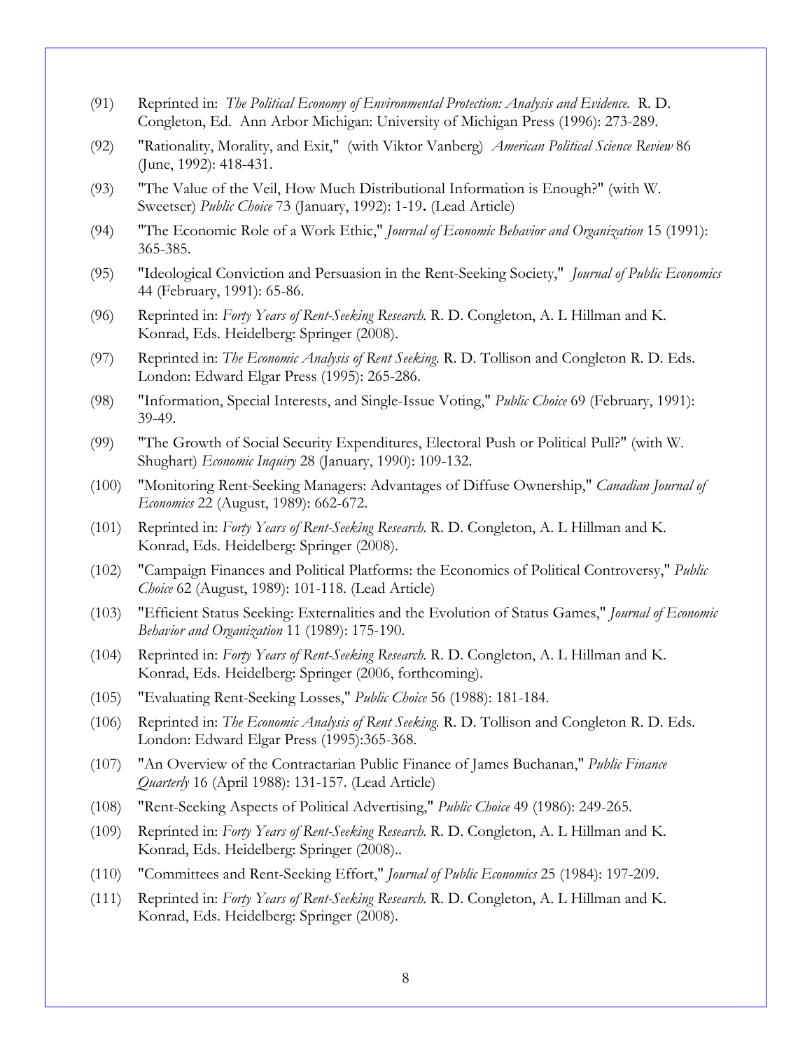(91) Reprinted in: *The Political Economy of Environmental Protection: Analysis and Evidence.* R. D. Congleton, Ed. Ann Arbor Michigan: University of Michigan Press (1996): 273-289.

(92) "Rationality, Morality, and Exit," (with Viktor Vanberg) *American Political Science Review* 86 (June, 1992): 418-431.

(93) "The Value of the Veil, How Much Distributional Information is Enough?" (with W. Sweetser) *Public Choice* 73 (January, 1992): 1-19**.** (Lead Article)

(94) "The Economic Role of a Work Ethic," *Journal of Economic Behavior and Organization* 15 (1991): 365-385.

(95) "Ideological Conviction and Persuasion in the Rent-Seeking Society," *Journal of Public Economics* 44 (February, 1991): 65-86.

(96) Reprinted in: *Forty Years of Rent-Seeking Research.* R. D. Congleton, A. L Hillman and K. Konrad, Eds. Heidelberg: Springer (2008).

(97) Reprinted in: *The Economic Analysis of Rent Seeking.* R. D. Tollison and Congleton R. D. Eds. London: Edward Elgar Press (1995): 265-286.

(98) "Information, Special Interests, and Single-Issue Voting," *Public Choice* 69 (February, 1991): 39-49.

(99) "The Growth of Social Security Expenditures, Electoral Push or Political Pull?" (with W. Shughart) *Economic Inquiry* 28 (January, 1990): 109-132.

(100) "Monitoring Rent-Seeking Managers: Advantages of Diffuse Ownership," *Canadian Journal of Economics* 22 (August, 1989): 662-672.

(101) Reprinted in: *Forty Years of Rent-Seeking Research.* R. D. Congleton, A. L Hillman and K. Konrad, Eds. Heidelberg: Springer (2008).

(102) "Campaign Finances and Political Platforms: the Economics of Political Controversy," *Public Choice* 62 (August, 1989): 101-118. (Lead Article)

(103) "Efficient Status Seeking: Externalities and the Evolution of Status Games," *Journal of Economic Behavior and Organization* 11 (1989): 175-190.

(104) Reprinted in: *Forty Years of Rent-Seeking Research.* R. D. Congleton, A. L Hillman and K. Konrad, Eds. Heidelberg: Springer (2006, forthcoming).

(105) "Evaluating Rent-Seeking Losses," *Public Choice* 56 (1988): 181-184.

(106) Reprinted in: *The Economic Analysis of Rent Seeking.* R. D. Tollison and Congleton R. D. Eds. London: Edward Elgar Press (1995):365-368.

(107) "An Overview of the Contractarian Public Finance of James Buchanan," *Public Finance Quarterly* 16 (April 1988): 131-157. (Lead Article)

(108) "Rent-Seeking Aspects of Political Advertising," *Public Choice* 49 (1986): 249-265.

(109) Reprinted in: *Forty Years of Rent-Seeking Research.* R. D. Congleton, A. L Hillman and K. Konrad, Eds. Heidelberg: Springer (2008)..

(110) "Committees and Rent-Seeking Effort," *Journal of Public Economics* 25 (1984): 197-209.

(111) Reprinted in: *Forty Years of Rent-Seeking Research.* R. D. Congleton, A. L Hillman and K. Konrad, Eds. Heidelberg: Springer (2008).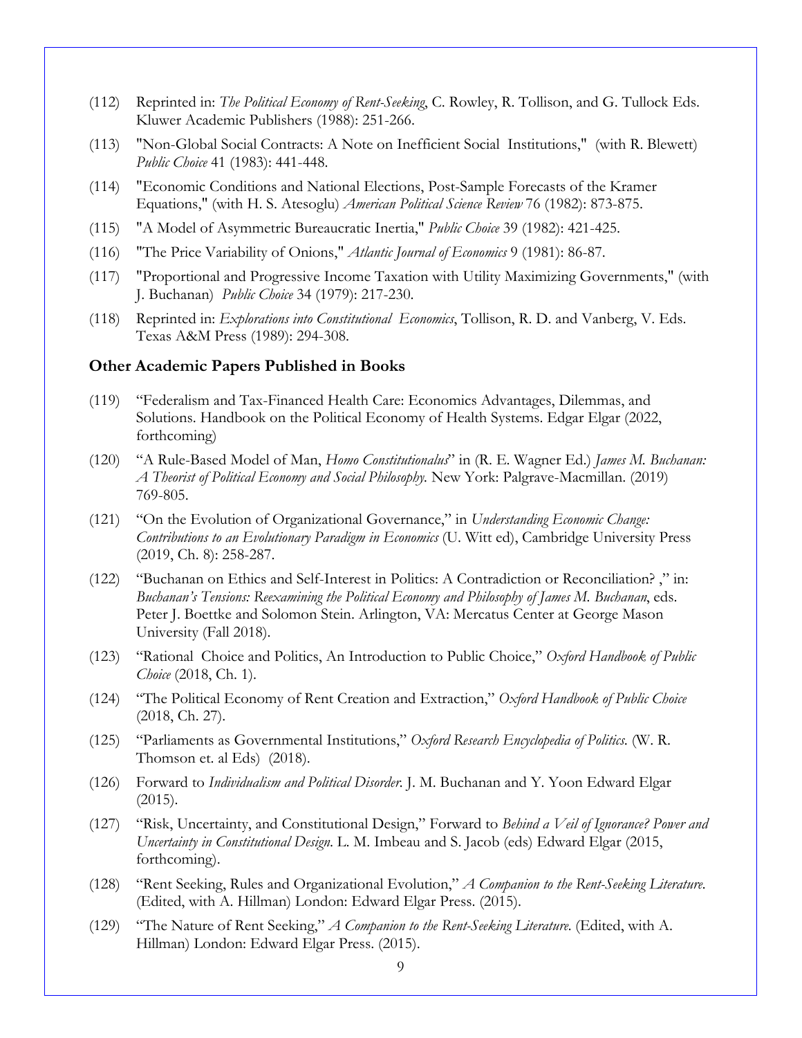(112) Reprinted in: *The Political Economy of Rent-Seeking*, C. Rowley, R. Tollison, and G. Tullock Eds. Kluwer Academic Publishers (1988): 251-266.

(113) "Non-Global Social Contracts: A Note on Inefficient Social Institutions," (with R. Blewett) *Public Choice* 41 (1983): 441-448.

(114) "Economic Conditions and National Elections, Post-Sample Forecasts of the Kramer Equations," (with H. S. Atesoglu) *American Political Science Review* 76 (1982): 873-875.

(115) "A Model of Asymmetric Bureaucratic Inertia," *Public Choice* 39 (1982): 421-425.

(116) "The Price Variability of Onions," *Atlantic Journal of Economics* 9 (1981): 86-87.

(117) "Proportional and Progressive Income Taxation with Utility Maximizing Governments," (with J. Buchanan) *Public Choice* 34 (1979): 217-230.

(118) Reprinted in: *Explorations into Constitutional Economics*, Tollison, R. D. and Vanberg, V. Eds. Texas A&M Press (1989): 294-308.

### Other Academic Papers Published in Books

(119) "Federalism and Tax-Financed Health Care: Economics Advantages, Dilemmas, and Solutions. Handbook on the Political Economy of Health Systems. Edgar Elgar (2022, forthcoming)

(120) "A Rule-Based Model of Man, *Homo Constitutionalus*" in (R. E. Wagner Ed.) *James M. Buchanan: A Theorist of Political Economy and Social Philosophy.* New York: Palgrave-Macmillan. (2019) 769-805.

(121) "On the Evolution of Organizational Governance," in *Understanding Economic Change: Contributions to an Evolutionary Paradigm in Economics* (U. Witt ed), Cambridge University Press (2019, Ch. 8): 258-287.

(122) "Buchanan on Ethics and Self-Interest in Politics: A Contradiction or Reconciliation? ," in: *Buchanan's Tensions: Reexamining the Political Economy and Philosophy of James M. Buchanan*, eds. Peter J. Boettke and Solomon Stein. Arlington, VA: Mercatus Center at George Mason University (Fall 2018).

(123) "Rational Choice and Politics, An Introduction to Public Choice," *Oxford Handbook of Public Choice* (2018, Ch. 1).

(124) "The Political Economy of Rent Creation and Extraction," *Oxford Handbook of Public Choice* (2018, Ch. 27).

(125) "Parliaments as Governmental Institutions," *Oxford Research Encyclopedia of Politics.* (W. R. Thomson et. al Eds) (2018).

(126) Forward to *Individualism and Political Disorder.* J. M. Buchanan and Y. Yoon Edward Elgar (2015).

(127) "Risk, Uncertainty, and Constitutional Design," Forward to *Behind a Veil of Ignorance? Power and Uncertainty in Constitutional Design.* L. M. Imbeau and S. Jacob (eds) Edward Elgar (2015, forthcoming).

(128) "Rent Seeking, Rules and Organizational Evolution," *A Companion to the Rent-Seeking Literature.* (Edited, with A. Hillman) London: Edward Elgar Press. (2015).

(129) "The Nature of Rent Seeking," *A Companion to the Rent-Seeking Literature.* (Edited, with A. Hillman) London: Edward Elgar Press. (2015).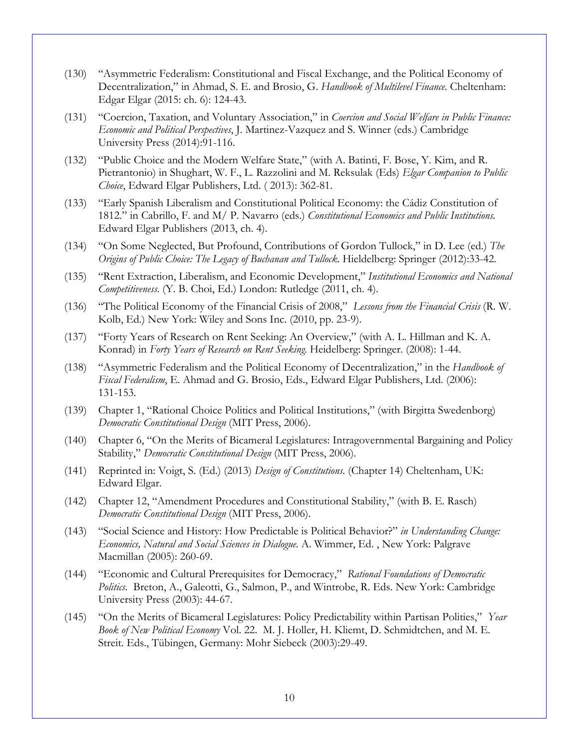(130) "Asymmetric Federalism: Constitutional and Fiscal Exchange, and the Political Economy of Decentralization," in Ahmad, S. E. and Brosio, G. *Handbook of Multilevel Finance.* Cheltenham: Edgar Elgar (2015: ch. 6): 124-43.

(131) "Coercion, Taxation, and Voluntary Association," in *Coercion and Social Welfare in Public Finance: Economic and Political Perspectives*, J. Martinez-Vazquez and S. Winner (eds.) Cambridge University Press (2014):91-116.

(132) "Public Choice and the Modern Welfare State," (with A. Batinti, F. Bose, Y. Kim, and R. Pietrantonio) in Shughart, W. F., L. Razzolini and M. Reksulak (Eds) *Elgar Companion to Public Choice*, Edward Elgar Publishers, Ltd. ( 2013): 362-81.

(133) "Early Spanish Liberalism and Constitutional Political Economy: the Cádiz Constitution of 1812." in Cabrillo, F. and M/ P. Navarro (eds.) *Constitutional Economics and Public Institutions.* Edward Elgar Publishers (2013, ch. 4).

(134) "On Some Neglected, But Profound, Contributions of Gordon Tullock," in D. Lee (ed.) *The Origins of Public Choice: The Legacy of Buchanan and Tullock.* Hieldelberg: Springer (2012):33-42.

(135) "Rent Extraction, Liberalism, and Economic Development," *Institutional Economics and National Competitiveness*. (Y. B. Choi, Ed.) London: Rutledge (2011, ch. 4).

(136) "The Political Economy of the Financial Crisis of 2008," *Lessons from the Financial Crisis* (R. W. Kolb, Ed.) New York: Wiley and Sons Inc. (2010, pp. 23-9).

(137) "Forty Years of Research on Rent Seeking: An Overview," (with A. L. Hillman and K. A. Konrad) in *Forty Years of Research on Rent Seeking.* Heidelberg: Springer. (2008): 1-44.

(138) "Asymmetric Federalism and the Political Economy of Decentralization," in the *Handbook of Fiscal Federalism*, E. Ahmad and G. Brosio, Eds., Edward Elgar Publishers, Ltd. (2006): 131-153.

(139) Chapter 1, "Rational Choice Politics and Political Institutions," (with Birgitta Swedenborg) *Democratic Constitutional Design* (MIT Press, 2006).

(140) Chapter 6, "On the Merits of Bicameral Legislatures: Intragovernmental Bargaining and Policy Stability," *Democratic Constitutional Design* (MIT Press, 2006).

(141) Reprinted in: Voigt, S. (Ed.) (2013) *Design of Constitutions.* (Chapter 14) Cheltenham, UK: Edward Elgar.

(142) Chapter 12, "Amendment Procedures and Constitutional Stability," (with B. E. Rasch) *Democratic Constitutional Design* (MIT Press, 2006).

(143) "Social Science and History: How Predictable is Political Behavior?" *in Understanding Change: Economics, Natural and Social Sciences in Dialogue.* A. Wimmer, Ed. , New York: Palgrave Macmillan (2005): 260-69.

(144) "Economic and Cultural Prerequisites for Democracy," *Rational Foundations of Democratic Politics.* Breton, A., Galeotti, G., Salmon, P., and Wintrobe, R. Eds. New York: Cambridge University Press (2003): 44-67.

(145) "On the Merits of Bicameral Legislatures: Policy Predictability within Partisan Polities," *Year Book of New Political Economy* Vol. 22. M. J. Holler, H. Kliemt, D. Schmidtchen, and M. E. Streit. Eds., Tübingen, Germany: Mohr Siebeck (2003):29-49.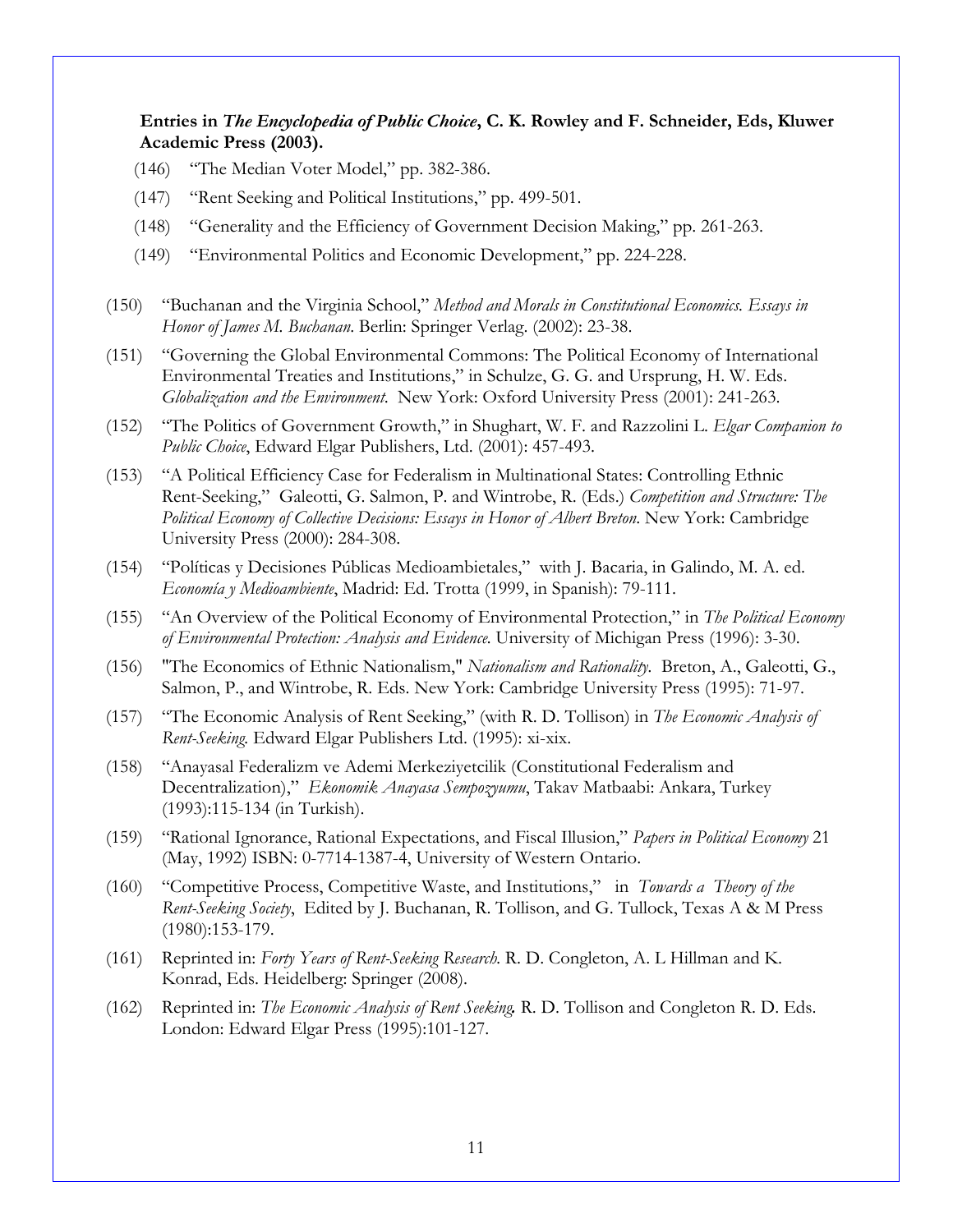**Entries in *The Encyclopedia of Public Choice*, C. K. Rowley and F. Schneider, Eds, Kluwer Academic Press (2003).**

(146) "The Median Voter Model," pp. 382-386.

(147) "Rent Seeking and Political Institutions," pp. 499-501.

(148) "Generality and the Efficiency of Government Decision Making," pp. 261-263.

(149) "Environmental Politics and Economic Development," pp. 224-228.

(150) "Buchanan and the Virginia School," *Method and Morals in Constitutional Economics. Essays in Honor of James M. Buchanan*. Berlin: Springer Verlag. (2002): 23-38.

(151) "Governing the Global Environmental Commons: The Political Economy of International Environmental Treaties and Institutions," in Schulze, G. G. and Ursprung, H. W. Eds. *Globalization and the Environment*. New York: Oxford University Press (2001): 241-263.

(152) "The Politics of Government Growth," in Shughart, W. F. and Razzolini L. *Elgar Companion to Public Choice*, Edward Elgar Publishers, Ltd. (2001): 457-493.

(153) "A Political Efficiency Case for Federalism in Multinational States: Controlling Ethnic Rent-Seeking," Galeotti, G. Salmon, P. and Wintrobe, R. (Eds.) *Competition and Structure: The Political Economy of Collective Decisions: Essays in Honor of Albert Breton*. New York: Cambridge University Press (2000): 284-308.

(154) "Políticas y Decisiones Públicas Medioambietales," with J. Bacaria, in Galindo, M. A. ed. *Economía y Medioambiente*, Madrid: Ed. Trotta (1999, in Spanish): 79-111.

(155) "An Overview of the Political Economy of Environmental Protection," in *The Political Economy of Environmental Protection: Analysis and Evidence.* University of Michigan Press (1996): 3-30.

(156) "The Economics of Ethnic Nationalism," *Nationalism and Rationality.* Breton, A., Galeotti, G., Salmon, P., and Wintrobe, R. Eds. New York: Cambridge University Press (1995): 71-97.

(157) "The Economic Analysis of Rent Seeking," (with R. D. Tollison) in *The Economic Analysis of Rent-Seeking.* Edward Elgar Publishers Ltd. (1995): xi-xix.

(158) "Anayasal Federalizm ve Ademi Merkeziyetcilik (Constitutional Federalism and Decentralization)," *Ekonomik Anayasa Sempozyumu*, Takav Matbaabi: Ankara, Turkey (1993):115-134 (in Turkish).

(159) "Rational Ignorance, Rational Expectations, and Fiscal Illusion," *Papers in Political Economy* 21 (May, 1992) ISBN: 0-7714-1387-4, University of Western Ontario.

(160) "Competitive Process, Competitive Waste, and Institutions," in *Towards a Theory of the Rent-Seeking Society*, Edited by J. Buchanan, R. Tollison, and G. Tullock, Texas A & M Press (1980):153-179.

(161) Reprinted in: *Forty Years of Rent-Seeking Research.* R. D. Congleton, A. L Hillman and K. Konrad, Eds. Heidelberg: Springer (2008).

(162) Reprinted in: *The Economic Analysis of Rent Seeking.* R. D. Tollison and Congleton R. D. Eds. London: Edward Elgar Press (1995):101-127.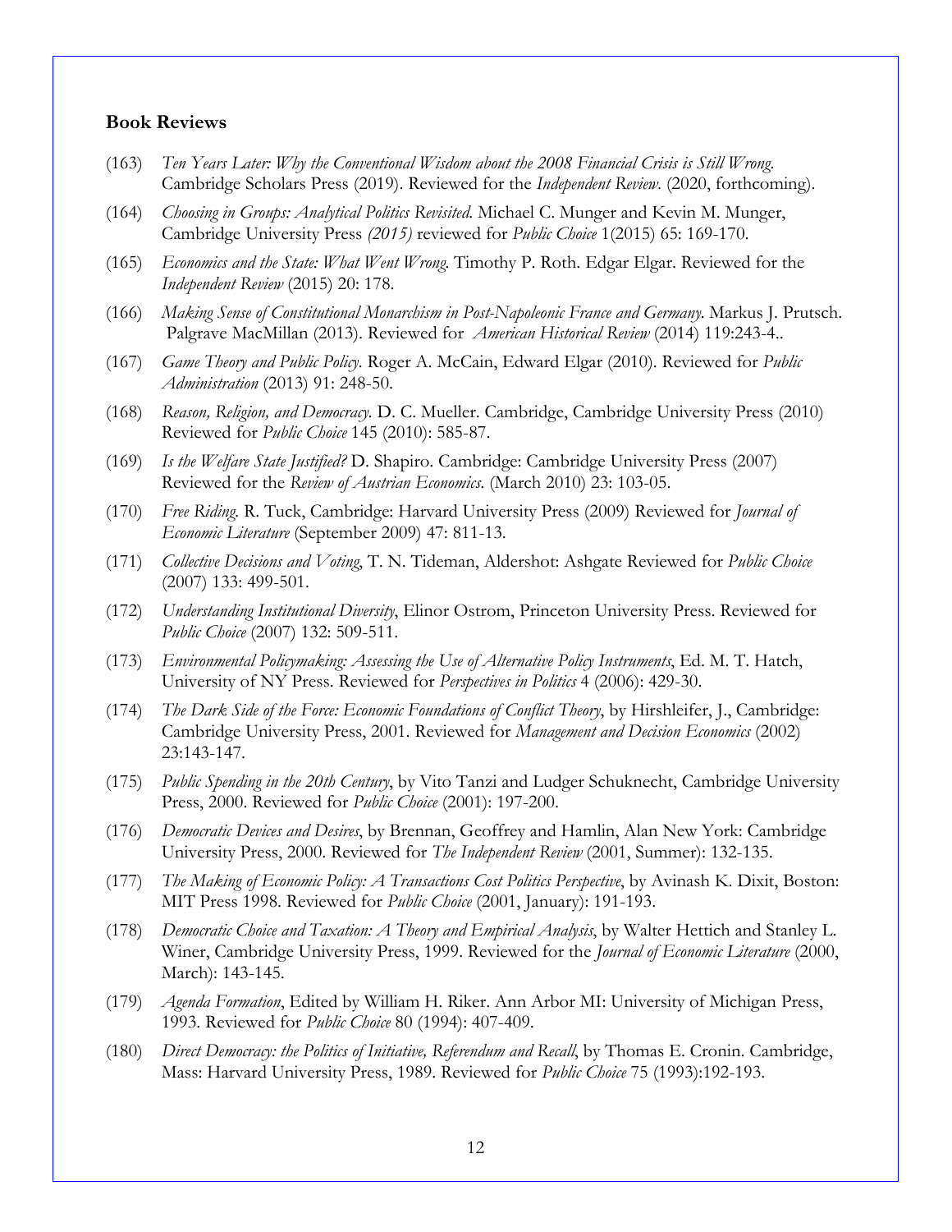### Book Reviews

(163) *Ten Years Later: Why the Conventional Wisdom about the 2008 Financial Crisis is Still Wrong.* Cambridge Scholars Press (2019). Reviewed for the *Independent Review.* (2020, forthcoming).

(164) *Choosing in Groups: Analytical Politics Revisited.* Michael C. Munger and Kevin M. Munger, Cambridge University Press *(2015)* reviewed for *Public Choice* 1(2015) 65: 169-170.

(165) *Economics and the State: What Went Wrong.* Timothy P. Roth. Edgar Elgar. Reviewed for the *Independent Review* (2015) 20: 178.

(166) *Making Sense of Constitutional Monarchism in Post-Napoleonic France and Germany.* Markus J. Prutsch. Palgrave MacMillan (2013). Reviewed for *American Historical Review* (2014) 119:243-4..

(167) *Game Theory and Public Policy.* Roger A. McCain, Edward Elgar (2010). Reviewed for *Public Administration* (2013) 91: 248-50.

(168) *Reason, Religion, and Democracy.* D. C. Mueller. Cambridge, Cambridge University Press (2010) Reviewed for *Public Choice* 145 (2010): 585-87.

(169) *Is the Welfare State Justified?* D. Shapiro. Cambridge: Cambridge University Press (2007) Reviewed for the *Review of Austrian Economics.* (March 2010) 23: 103-05.

(170) *Free Riding.* R. Tuck, Cambridge: Harvard University Press (2009) Reviewed for *Journal of Economic Literature* (September 2009) 47: 811-13.

(171) *Collective Decisions and Voting*, T. N. Tideman, Aldershot: Ashgate Reviewed for *Public Choice* (2007) 133: 499-501.

(172) *Understanding Institutional Diversity*, Elinor Ostrom, Princeton University Press. Reviewed for *Public Choice* (2007) 132: 509-511.

(173) *Environmental Policymaking: Assessing the Use of Alternative Policy Instruments*, Ed. M. T. Hatch, University of NY Press. Reviewed for *Perspectives in Politics* 4 (2006): 429-30.

(174) *The Dark Side of the Force: Economic Foundations of Conflict Theory*, by Hirshleifer, J., Cambridge: Cambridge University Press, 2001. Reviewed for *Management and Decision Economics* (2002) 23:143-147.

(175) *Public Spending in the 20th Century*, by Vito Tanzi and Ludger Schuknecht, Cambridge University Press, 2000. Reviewed for *Public Choice* (2001): 197-200.

(176) *Democratic Devices and Desires*, by Brennan, Geoffrey and Hamlin, Alan New York: Cambridge University Press, 2000. Reviewed for *The Independent Review* (2001, Summer): 132-135.

(177) *The Making of Economic Policy: A Transactions Cost Politics Perspective*, by Avinash K. Dixit, Boston: MIT Press 1998. Reviewed for *Public Choice* (2001, January): 191-193.

(178) *Democratic Choice and Taxation: A Theory and Empirical Analysis*, by Walter Hettich and Stanley L. Winer, Cambridge University Press, 1999. Reviewed for the *Journal of Economic Literature* (2000, March): 143-145.

(179) *Agenda Formation*, Edited by William H. Riker. Ann Arbor MI: University of Michigan Press, 1993. Reviewed for *Public Choice* 80 (1994): 407-409.

(180) *Direct Democracy: the Politics of Initiative, Referendum and Recall*, by Thomas E. Cronin. Cambridge, Mass: Harvard University Press, 1989. Reviewed for *Public Choice* 75 (1993):192-193.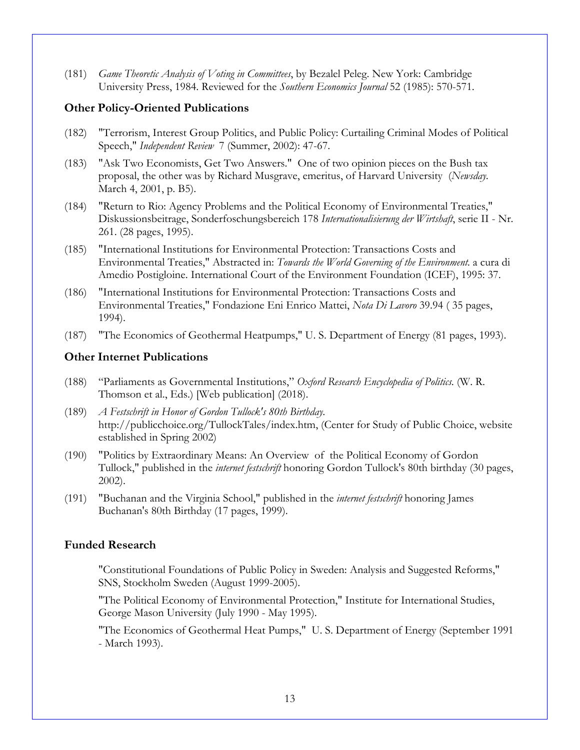(181) *Game Theoretic Analysis of Voting in Committees*, by Bezalel Peleg. New York: Cambridge University Press, 1984. Reviewed for the *Southern Economics Journal* 52 (1985): 570-571.

## Other Policy-Oriented Publications

(182) "Terrorism, Interest Group Politics, and Public Policy: Curtailing Criminal Modes of Political Speech," *Independent Review* 7 (Summer, 2002): 47-67.

(183) "Ask Two Economists, Get Two Answers." One of two opinion pieces on the Bush tax proposal, the other was by Richard Musgrave, emeritus, of Harvard University (*Newsday.* March 4, 2001, p. B5).

(184) "Return to Rio: Agency Problems and the Political Economy of Environmental Treaties," Diskussionsbeitrage, Sonderfoschungsbereich 178 *Internationalisierung der Wirtshaft*, serie II - Nr. 261. (28 pages, 1995).

(185) "International Institutions for Environmental Protection: Transactions Costs and Environmental Treaties," Abstracted in: *Towards the World Governing of the Environment.* a cura di Amedio Postigloine. International Court of the Environment Foundation (ICEF), 1995: 37.

(186) "International Institutions for Environmental Protection: Transactions Costs and Environmental Treaties," Fondazione Eni Enrico Mattei, *Nota Di Lavoro* 39.94 ( 35 pages, 1994).

(187) "The Economics of Geothermal Heatpumps," U. S. Department of Energy (81 pages, 1993).

## Other Internet Publications

(188) "Parliaments as Governmental Institutions," *Oxford Research Encyclopedia of Politics.* (W. R. Thomson et al., Eds.) [Web publication] (2018).

(189) *A Festschrift in Honor of Gordon Tullock's 80th Birthday.* http://publicchoice.org/TullockTales/index.htm, (Center for Study of Public Choice, website established in Spring 2002)

(190) "Politics by Extraordinary Means: An Overview of the Political Economy of Gordon Tullock," published in the *internet festschrift* honoring Gordon Tullock's 80th birthday (30 pages, 2002).

(191) "Buchanan and the Virginia School," published in the *internet festschrift* honoring James Buchanan's 80th Birthday (17 pages, 1999).

## Funded Research

"Constitutional Foundations of Public Policy in Sweden: Analysis and Suggested Reforms," SNS, Stockholm Sweden (August 1999-2005).

"The Political Economy of Environmental Protection," Institute for International Studies, George Mason University (July 1990 - May 1995).

"The Economics of Geothermal Heat Pumps," U. S. Department of Energy (September 1991 - March 1993).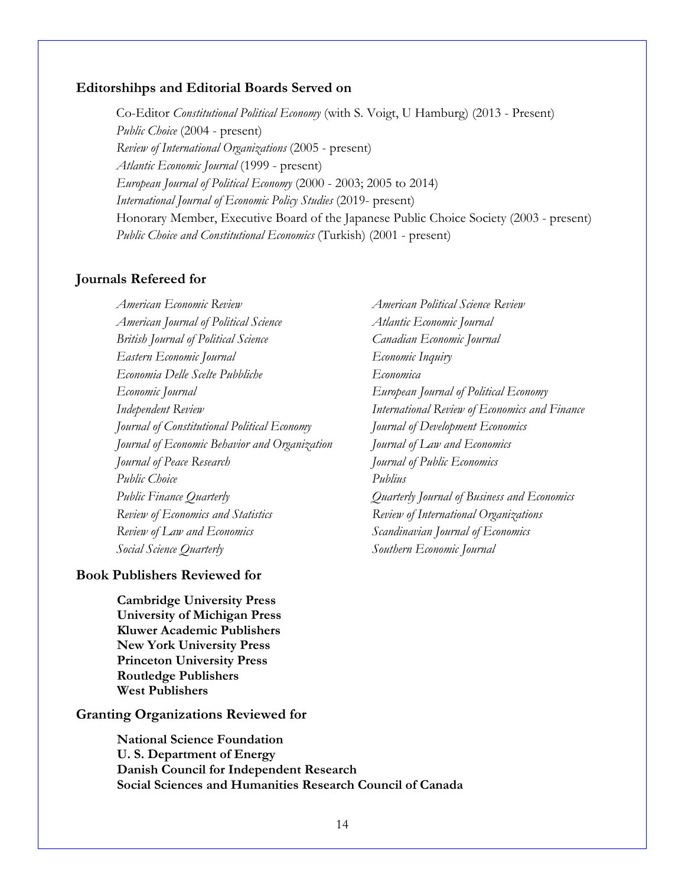## Editorshihps and Editorial Boards Served on

Co-Editor *Constitutional Political Economy* (with S. Voigt, U Hamburg) (2013 - Present)
*Public Choice* (2004 - present)
*Review of International Organizations* (2005 - present)
*Atlantic Economic Journal* (1999 - present)
*European Journal of Political Economy* (2000 - 2003; 2005 to 2014)
*International Journal of Economic Policy Studies* (2019- present)
Honorary Member, Executive Board of the Japanese Public Choice Society (2003 - present)
*Public Choice and Constitutional Economics* (Turkish) (2001 - present)

## Journals Refereed for

*American Economic Review*
*American Political Science Review*
*American Journal of Political Science*
*Atlantic Economic Journal*
*British Journal of Political Science*
*Canadian Economic Journal*
*Eastern Economic Journal*
*Economic Inquiry*
*Economia Delle Scelte Pubbliche*
*Economica*
*Economic Journal*
*European Journal of Political Economy*
*Independent Review*
*International Review of Economics and Finance*
*Journal of Constitutional Political Economy*
*Journal of Development Economics*
*Journal of Economic Behavior and Organization*
*Journal of Law and Economics*
*Journal of Peace Research*
*Journal of Public Economics*
*Public Choice*
*Publius*
*Public Finance Quarterly*
*Quarterly Journal of Business and Economics*
*Review of Economics and Statistics*
*Review of International Organizations*
*Review of Law and Economics*
*Scandinavian Journal of Economics*
*Social Science Quarterly*
*Southern Economic Journal*

## Book Publishers Reviewed for

**Cambridge University Press**
**University of Michigan Press**
**Kluwer Academic Publishers**
**New York University Press**
**Princeton University Press**
**Routledge Publishers**
**West Publishers**

## Granting Organizations Reviewed for

**National Science Foundation**
**U. S. Department of Energy**
**Danish Council for Independent Research**
**Social Sciences and Humanities Research Council of Canada**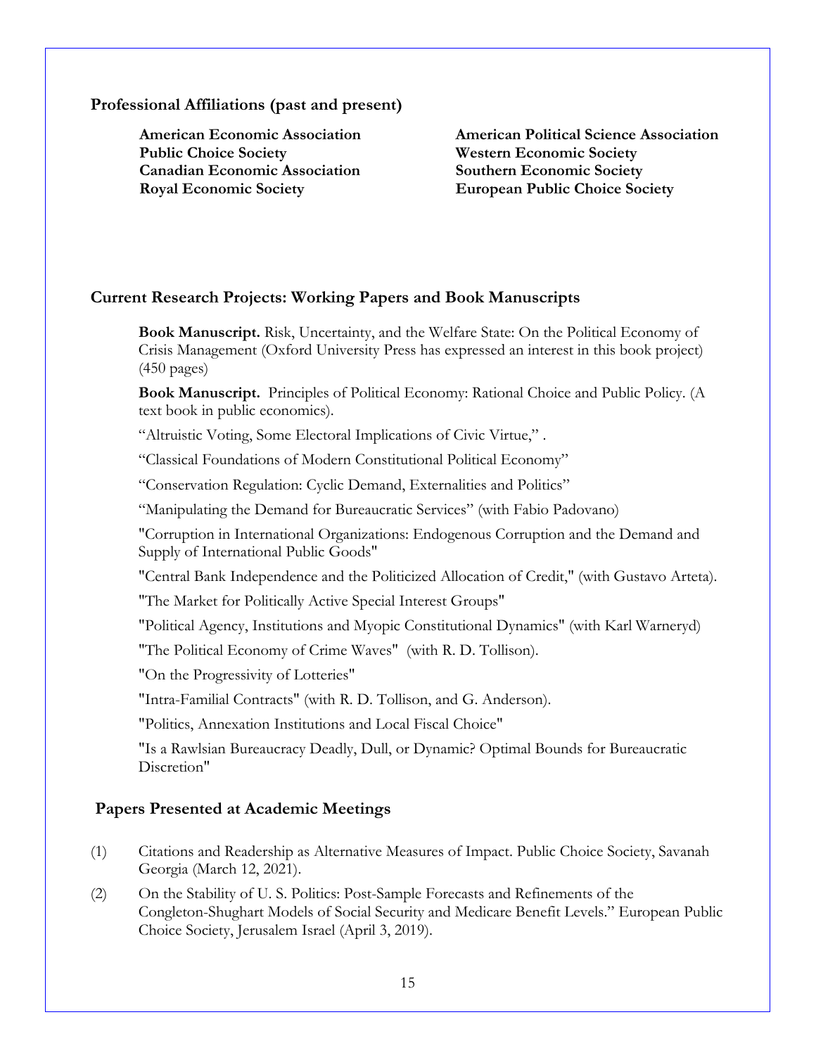## Professional Affiliations (past and present)

**American Economic Association**
**Public Choice Society**
**Canadian Economic Association**
**Royal Economic Society**
**American Political Science Association**
**Western Economic Society**
**Southern Economic Society**
**European Public Choice Society**

## Current Research Projects: Working Papers and Book Manuscripts

**Book Manuscript.** Risk, Uncertainty, and the Welfare State: On the Political Economy of Crisis Management (Oxford University Press has expressed an interest in this book project) (450 pages)

**Book Manuscript.** Principles of Political Economy: Rational Choice and Public Policy. (A text book in public economics).

"Altruistic Voting, Some Electoral Implications of Civic Virtue," .

"Classical Foundations of Modern Constitutional Political Economy"

"Conservation Regulation: Cyclic Demand, Externalities and Politics"

"Manipulating the Demand for Bureaucratic Services" (with Fabio Padovano)

"Corruption in International Organizations: Endogenous Corruption and the Demand and Supply of International Public Goods"

"Central Bank Independence and the Politicized Allocation of Credit," (with Gustavo Arteta).

"The Market for Politically Active Special Interest Groups"

"Political Agency, Institutions and Myopic Constitutional Dynamics" (with Karl Warneryd)

"The Political Economy of Crime Waves" (with R. D. Tollison).

"On the Progressivity of Lotteries"

"Intra-Familial Contracts" (with R. D. Tollison, and G. Anderson).

"Politics, Annexation Institutions and Local Fiscal Choice"

"Is a Rawlsian Bureaucracy Deadly, Dull, or Dynamic? Optimal Bounds for Bureaucratic Discretion"

## Papers Presented at Academic Meetings

(1) Citations and Readership as Alternative Measures of Impact. Public Choice Society, Savanah Georgia (March 12, 2021).

(2) On the Stability of U. S. Politics: Post-Sample Forecasts and Refinements of the Congleton-Shughart Models of Social Security and Medicare Benefit Levels." European Public Choice Society, Jerusalem Israel (April 3, 2019).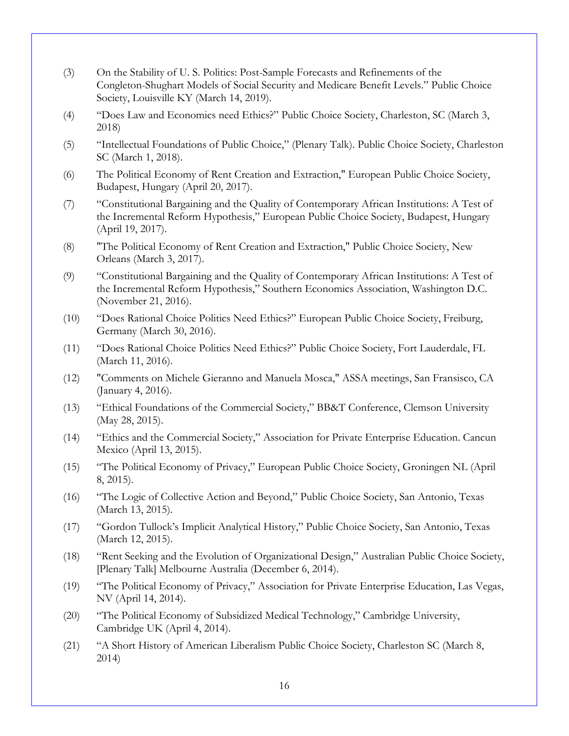(3) On the Stability of U. S. Politics: Post-Sample Forecasts and Refinements of the Congleton-Shughart Models of Social Security and Medicare Benefit Levels." Public Choice Society, Louisville KY (March 14, 2019).

(4) "Does Law and Economics need Ethics?" Public Choice Society, Charleston, SC (March 3, 2018)

(5) "Intellectual Foundations of Public Choice," (Plenary Talk). Public Choice Society, Charleston SC (March 1, 2018).

(6) The Political Economy of Rent Creation and Extraction," European Public Choice Society, Budapest, Hungary (April 20, 2017).

(7) "Constitutional Bargaining and the Quality of Contemporary African Institutions: A Test of the Incremental Reform Hypothesis," European Public Choice Society, Budapest, Hungary (April 19, 2017).

(8) "The Political Economy of Rent Creation and Extraction," Public Choice Society, New Orleans (March 3, 2017).

(9) "Constitutional Bargaining and the Quality of Contemporary African Institutions: A Test of the Incremental Reform Hypothesis," Southern Economics Association, Washington D.C. (November 21, 2016).

(10) "Does Rational Choice Politics Need Ethics?" European Public Choice Society, Freiburg, Germany (March 30, 2016).

(11) "Does Rational Choice Politics Need Ethics?" Public Choice Society, Fort Lauderdale, FL (March 11, 2016).

(12) "Comments on Michele Gieranno and Manuela Mosca," ASSA meetings, San Fransisco, CA (January 4, 2016).

(13) "Ethical Foundations of the Commercial Society," BB&T Conference, Clemson University (May 28, 2015).

(14) "Ethics and the Commercial Society," Association for Private Enterprise Education. Cancun Mexico (April 13, 2015).

(15) "The Political Economy of Privacy," European Public Choice Society, Groningen NL (April 8, 2015).

(16) "The Logic of Collective Action and Beyond," Public Choice Society, San Antonio, Texas (March 13, 2015).

(17) "Gordon Tullock's Implicit Analytical History," Public Choice Society, San Antonio, Texas (March 12, 2015).

(18) "Rent Seeking and the Evolution of Organizational Design," Australian Public Choice Society, [Plenary Talk] Melbourne Australia (December 6, 2014).

(19) "The Political Economy of Privacy," Association for Private Enterprise Education, Las Vegas, NV (April 14, 2014).

(20) "The Political Economy of Subsidized Medical Technology," Cambridge University, Cambridge UK (April 4, 2014).

(21) "A Short History of American Liberalism Public Choice Society, Charleston SC (March 8, 2014)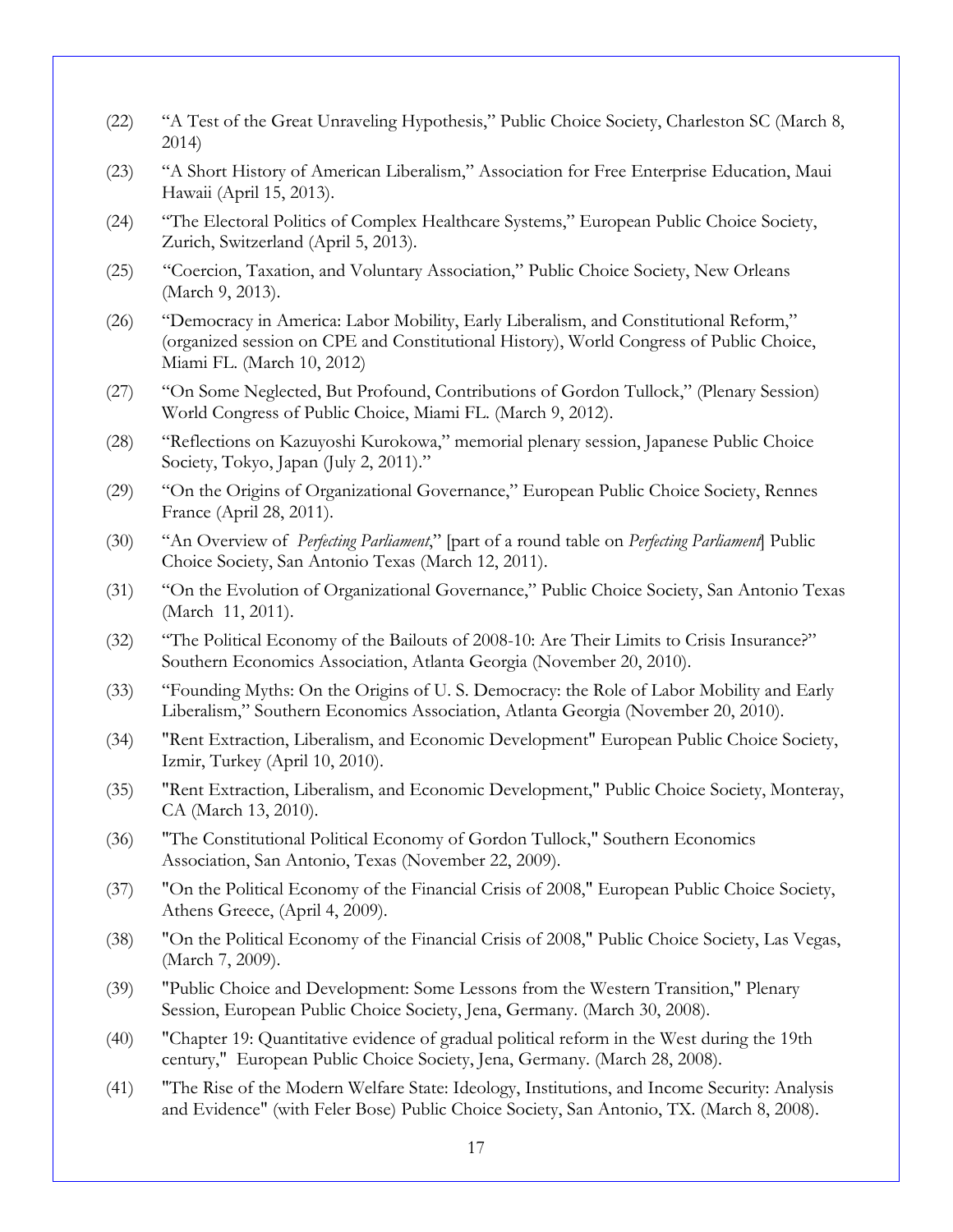(22) "A Test of the Great Unraveling Hypothesis," Public Choice Society, Charleston SC (March 8, 2014)

(23) "A Short History of American Liberalism," Association for Free Enterprise Education, Maui Hawaii (April 15, 2013).

(24) "The Electoral Politics of Complex Healthcare Systems," European Public Choice Society, Zurich, Switzerland (April 5, 2013).

(25) "Coercion, Taxation, and Voluntary Association," Public Choice Society, New Orleans (March 9, 2013).

(26) "Democracy in America: Labor Mobility, Early Liberalism, and Constitutional Reform," (organized session on CPE and Constitutional History), World Congress of Public Choice, Miami FL. (March 10, 2012)

(27) "On Some Neglected, But Profound, Contributions of Gordon Tullock," (Plenary Session) World Congress of Public Choice, Miami FL. (March 9, 2012).

(28) "Reflections on Kazuyoshi Kurokowa," memorial plenary session, Japanese Public Choice Society, Tokyo, Japan (July 2, 2011)."

(29) "On the Origins of Organizational Governance," European Public Choice Society, Rennes France (April 28, 2011).

(30) "An Overview of *Perfecting Parliament*," [part of a round table on *Perfecting Parliament*] Public Choice Society, San Antonio Texas (March 12, 2011).

(31) "On the Evolution of Organizational Governance," Public Choice Society, San Antonio Texas (March 11, 2011).

(32) "The Political Economy of the Bailouts of 2008-10: Are Their Limits to Crisis Insurance?" Southern Economics Association, Atlanta Georgia (November 20, 2010).

(33) "Founding Myths: On the Origins of U. S. Democracy: the Role of Labor Mobility and Early Liberalism," Southern Economics Association, Atlanta Georgia (November 20, 2010).

(34) "Rent Extraction, Liberalism, and Economic Development" European Public Choice Society, Izmir, Turkey (April 10, 2010).

(35) "Rent Extraction, Liberalism, and Economic Development," Public Choice Society, Monteray, CA (March 13, 2010).

(36) "The Constitutional Political Economy of Gordon Tullock," Southern Economics Association, San Antonio, Texas (November 22, 2009).

(37) "On the Political Economy of the Financial Crisis of 2008," European Public Choice Society, Athens Greece, (April 4, 2009).

(38) "On the Political Economy of the Financial Crisis of 2008," Public Choice Society, Las Vegas, (March 7, 2009).

(39) "Public Choice and Development: Some Lessons from the Western Transition," Plenary Session, European Public Choice Society, Jena, Germany. (March 30, 2008).

(40) "Chapter 19: Quantitative evidence of gradual political reform in the West during the 19th century," European Public Choice Society, Jena, Germany. (March 28, 2008).

(41) "The Rise of the Modern Welfare State: Ideology, Institutions, and Income Security: Analysis and Evidence" (with Feler Bose) Public Choice Society, San Antonio, TX. (March 8, 2008).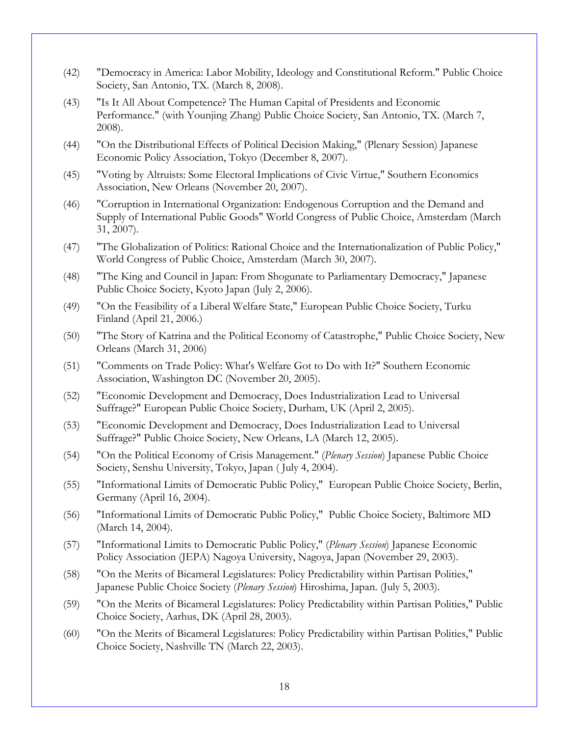(42) "Democracy in America: Labor Mobility, Ideology and Constitutional Reform." Public Choice Society, San Antonio, TX. (March 8, 2008).

(43) "Is It All About Competence? The Human Capital of Presidents and Economic Performance." (with Younjing Zhang) Public Choice Society, San Antonio, TX. (March 7, 2008).

(44) "On the Distributional Effects of Political Decision Making," (Plenary Session) Japanese Economic Policy Association, Tokyo (December 8, 2007).

(45) "Voting by Altruists: Some Electoral Implications of Civic Virtue," Southern Economics Association, New Orleans (November 20, 2007).

(46) "Corruption in International Organization: Endogenous Corruption and the Demand and Supply of International Public Goods" World Congress of Public Choice, Amsterdam (March 31, 2007).

(47) "The Globalization of Politics: Rational Choice and the Internationalization of Public Policy," World Congress of Public Choice, Amsterdam (March 30, 2007).

(48) "The King and Council in Japan: From Shogunate to Parliamentary Democracy," Japanese Public Choice Society, Kyoto Japan (July 2, 2006).

(49) "On the Feasibility of a Liberal Welfare State," European Public Choice Society, Turku Finland (April 21, 2006.)

(50) "The Story of Katrina and the Political Economy of Catastrophe," Public Choice Society, New Orleans (March 31, 2006)

(51) "Comments on Trade Policy: What's Welfare Got to Do with It?" Southern Economic Association, Washington DC (November 20, 2005).

(52) "Economic Development and Democracy, Does Industrialization Lead to Universal Suffrage?" European Public Choice Society, Durham, UK (April 2, 2005).

(53) "Economic Development and Democracy, Does Industrialization Lead to Universal Suffrage?" Public Choice Society, New Orleans, LA (March 12, 2005).

(54) "On the Political Economy of Crisis Management." (*Plenary Session*) Japanese Public Choice Society, Senshu University, Tokyo, Japan ( July 4, 2004).

(55) "Informational Limits of Democratic Public Policy," European Public Choice Society, Berlin, Germany (April 16, 2004).

(56) "Informational Limits of Democratic Public Policy," Public Choice Society, Baltimore MD (March 14, 2004).

(57) "Informational Limits to Democratic Public Policy," (*Plenary Session*) Japanese Economic Policy Association (JEPA) Nagoya University, Nagoya, Japan (November 29, 2003).

(58) "On the Merits of Bicameral Legislatures: Policy Predictability within Partisan Polities," Japanese Public Choice Society (*Plenary Session*) Hiroshima, Japan. (July 5, 2003).

(59) "On the Merits of Bicameral Legislatures: Policy Predictability within Partisan Polities," Public Choice Society, Aarhus, DK (April 28, 2003).

(60) "On the Merits of Bicameral Legislatures: Policy Predictability within Partisan Polities," Public Choice Society, Nashville TN (March 22, 2003).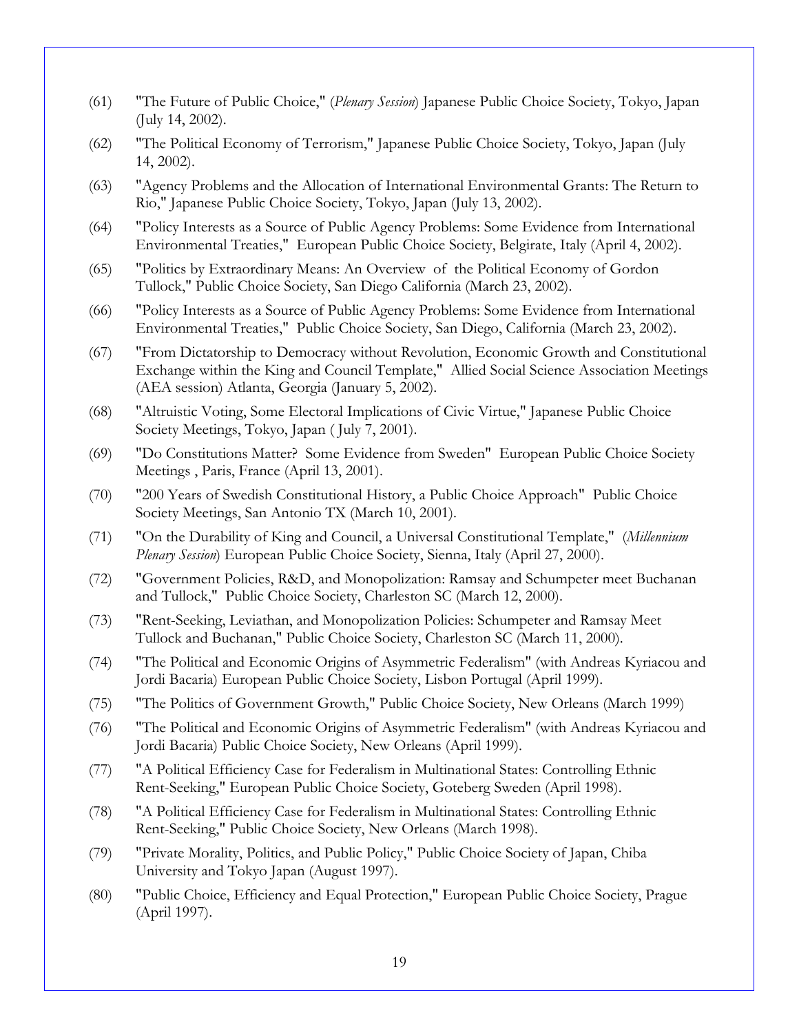(61) "The Future of Public Choice," (*Plenary Session*) Japanese Public Choice Society, Tokyo, Japan (July 14, 2002).

(62) "The Political Economy of Terrorism," Japanese Public Choice Society, Tokyo, Japan (July 14, 2002).

(63) "Agency Problems and the Allocation of International Environmental Grants: The Return to Rio," Japanese Public Choice Society, Tokyo, Japan (July 13, 2002).

(64) "Policy Interests as a Source of Public Agency Problems: Some Evidence from International Environmental Treaties," European Public Choice Society, Belgirate, Italy (April 4, 2002).

(65) "Politics by Extraordinary Means: An Overview of the Political Economy of Gordon Tullock," Public Choice Society, San Diego California (March 23, 2002).

(66) "Policy Interests as a Source of Public Agency Problems: Some Evidence from International Environmental Treaties," Public Choice Society, San Diego, California (March 23, 2002).

(67) "From Dictatorship to Democracy without Revolution, Economic Growth and Constitutional Exchange within the King and Council Template," Allied Social Science Association Meetings (AEA session) Atlanta, Georgia (January 5, 2002).

(68) "Altruistic Voting, Some Electoral Implications of Civic Virtue," Japanese Public Choice Society Meetings, Tokyo, Japan ( July 7, 2001).

(69) "Do Constitutions Matter? Some Evidence from Sweden" European Public Choice Society Meetings , Paris, France (April 13, 2001).

(70) "200 Years of Swedish Constitutional History, a Public Choice Approach" Public Choice Society Meetings, San Antonio TX (March 10, 2001).

(71) "On the Durability of King and Council, a Universal Constitutional Template," (*Millennium Plenary Session*) European Public Choice Society, Sienna, Italy (April 27, 2000).

(72) "Government Policies, R&D, and Monopolization: Ramsay and Schumpeter meet Buchanan and Tullock," Public Choice Society, Charleston SC (March 12, 2000).

(73) "Rent-Seeking, Leviathan, and Monopolization Policies: Schumpeter and Ramsay Meet Tullock and Buchanan," Public Choice Society, Charleston SC (March 11, 2000).

(74) "The Political and Economic Origins of Asymmetric Federalism" (with Andreas Kyriacou and Jordi Bacaria) European Public Choice Society, Lisbon Portugal (April 1999).

(75) "The Politics of Government Growth," Public Choice Society, New Orleans (March 1999)

(76) "The Political and Economic Origins of Asymmetric Federalism" (with Andreas Kyriacou and Jordi Bacaria) Public Choice Society, New Orleans (April 1999).

(77) "A Political Efficiency Case for Federalism in Multinational States: Controlling Ethnic Rent-Seeking," European Public Choice Society, Goteberg Sweden (April 1998).

(78) "A Political Efficiency Case for Federalism in Multinational States: Controlling Ethnic Rent-Seeking," Public Choice Society, New Orleans (March 1998).

(79) "Private Morality, Politics, and Public Policy," Public Choice Society of Japan, Chiba University and Tokyo Japan (August 1997).

(80) "Public Choice, Efficiency and Equal Protection," European Public Choice Society, Prague (April 1997).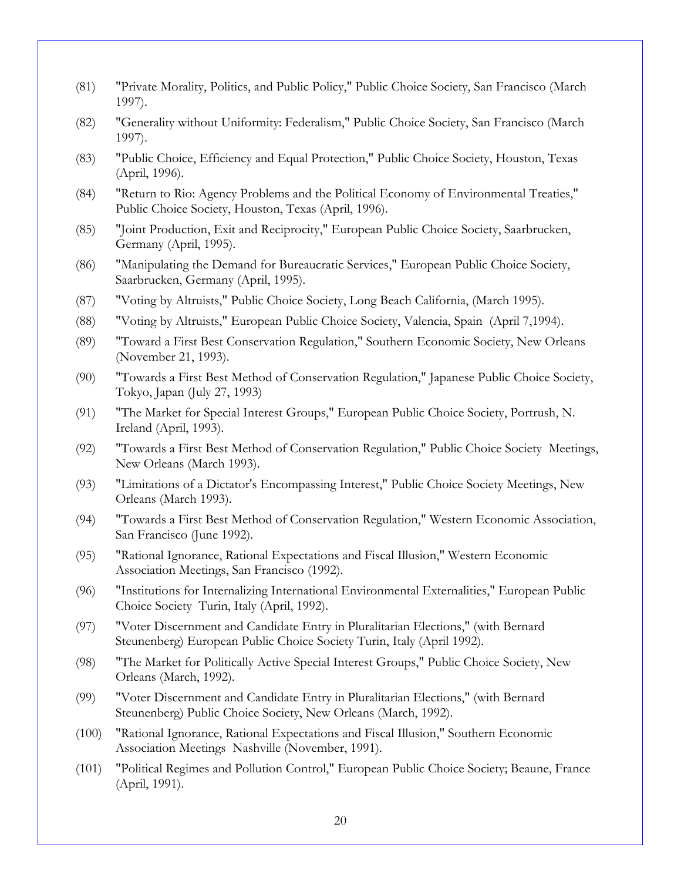(81) "Private Morality, Politics, and Public Policy," Public Choice Society, San Francisco (March 1997).

(82) "Generality without Uniformity: Federalism," Public Choice Society, San Francisco (March 1997).

(83) "Public Choice, Efficiency and Equal Protection," Public Choice Society, Houston, Texas (April, 1996).

(84) "Return to Rio: Agency Problems and the Political Economy of Environmental Treaties," Public Choice Society, Houston, Texas (April, 1996).

(85) "Joint Production, Exit and Reciprocity," European Public Choice Society, Saarbrucken, Germany (April, 1995).

(86) "Manipulating the Demand for Bureaucratic Services," European Public Choice Society, Saarbrucken, Germany (April, 1995).

(87) "Voting by Altruists," Public Choice Society, Long Beach California, (March 1995).

(88) "Voting by Altruists," European Public Choice Society, Valencia, Spain (April 7,1994).

(89) "Toward a First Best Conservation Regulation," Southern Economic Society, New Orleans (November 21, 1993).

(90) "Towards a First Best Method of Conservation Regulation," Japanese Public Choice Society, Tokyo, Japan (July 27, 1993)

(91) "The Market for Special Interest Groups," European Public Choice Society, Portrush, N. Ireland (April, 1993).

(92) "Towards a First Best Method of Conservation Regulation," Public Choice Society Meetings, New Orleans (March 1993).

(93) "Limitations of a Dictator's Encompassing Interest," Public Choice Society Meetings, New Orleans (March 1993).

(94) "Towards a First Best Method of Conservation Regulation," Western Economic Association, San Francisco (June 1992).

(95) "Rational Ignorance, Rational Expectations and Fiscal Illusion," Western Economic Association Meetings, San Francisco (1992).

(96) "Institutions for Internalizing International Environmental Externalities," European Public Choice Society Turin, Italy (April, 1992).

(97) "Voter Discernment and Candidate Entry in Pluralitarian Elections," (with Bernard Steunenberg) European Public Choice Society Turin, Italy (April 1992).

(98) "The Market for Politically Active Special Interest Groups," Public Choice Society, New Orleans (March, 1992).

(99) "Voter Discernment and Candidate Entry in Pluralitarian Elections," (with Bernard Steunenberg) Public Choice Society, New Orleans (March, 1992).

(100) "Rational Ignorance, Rational Expectations and Fiscal Illusion," Southern Economic Association Meetings Nashville (November, 1991).

(101) "Political Regimes and Pollution Control," European Public Choice Society; Beaune, France (April, 1991).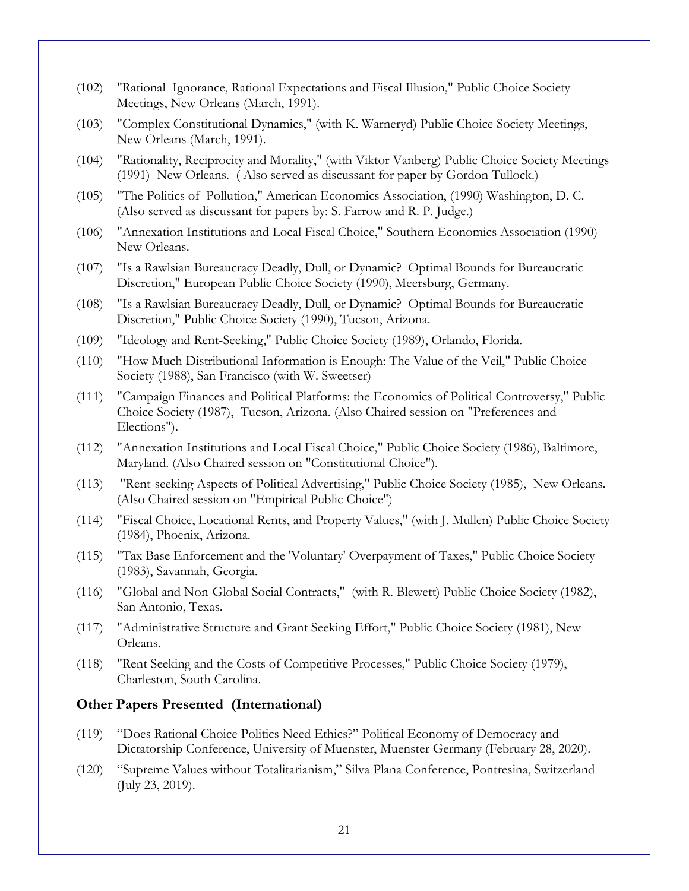(102) "Rational Ignorance, Rational Expectations and Fiscal Illusion," Public Choice Society Meetings, New Orleans (March, 1991).

(103) "Complex Constitutional Dynamics," (with K. Warneryd) Public Choice Society Meetings, New Orleans (March, 1991).

(104) "Rationality, Reciprocity and Morality," (with Viktor Vanberg) Public Choice Society Meetings (1991) New Orleans. ( Also served as discussant for paper by Gordon Tullock.)

(105) "The Politics of Pollution," American Economics Association, (1990) Washington, D. C. (Also served as discussant for papers by: S. Farrow and R. P. Judge.)

(106) "Annexation Institutions and Local Fiscal Choice," Southern Economics Association (1990) New Orleans.

(107) "Is a Rawlsian Bureaucracy Deadly, Dull, or Dynamic? Optimal Bounds for Bureaucratic Discretion," European Public Choice Society (1990), Meersburg, Germany.

(108) "Is a Rawlsian Bureaucracy Deadly, Dull, or Dynamic? Optimal Bounds for Bureaucratic Discretion," Public Choice Society (1990), Tucson, Arizona.

(109) "Ideology and Rent-Seeking," Public Choice Society (1989), Orlando, Florida.

(110) "How Much Distributional Information is Enough: The Value of the Veil," Public Choice Society (1988), San Francisco (with W. Sweetser)

(111) "Campaign Finances and Political Platforms: the Economics of Political Controversy," Public Choice Society (1987), Tucson, Arizona. (Also Chaired session on "Preferences and Elections").

(112) "Annexation Institutions and Local Fiscal Choice," Public Choice Society (1986), Baltimore, Maryland. (Also Chaired session on "Constitutional Choice").

(113) "Rent-seeking Aspects of Political Advertising," Public Choice Society (1985), New Orleans. (Also Chaired session on "Empirical Public Choice")

(114) "Fiscal Choice, Locational Rents, and Property Values," (with J. Mullen) Public Choice Society (1984), Phoenix, Arizona.

(115) "Tax Base Enforcement and the 'Voluntary' Overpayment of Taxes," Public Choice Society (1983), Savannah, Georgia.

(116) "Global and Non-Global Social Contracts," (with R. Blewett) Public Choice Society (1982), San Antonio, Texas.

(117) "Administrative Structure and Grant Seeking Effort," Public Choice Society (1981), New Orleans.

(118) "Rent Seeking and the Costs of Competitive Processes," Public Choice Society (1979), Charleston, South Carolina.

### Other Papers Presented (International)

(119) "Does Rational Choice Politics Need Ethics?" Political Economy of Democracy and Dictatorship Conference, University of Muenster, Muenster Germany (February 28, 2020).

(120) "Supreme Values without Totalitarianism," Silva Plana Conference, Pontresina, Switzerland (July 23, 2019).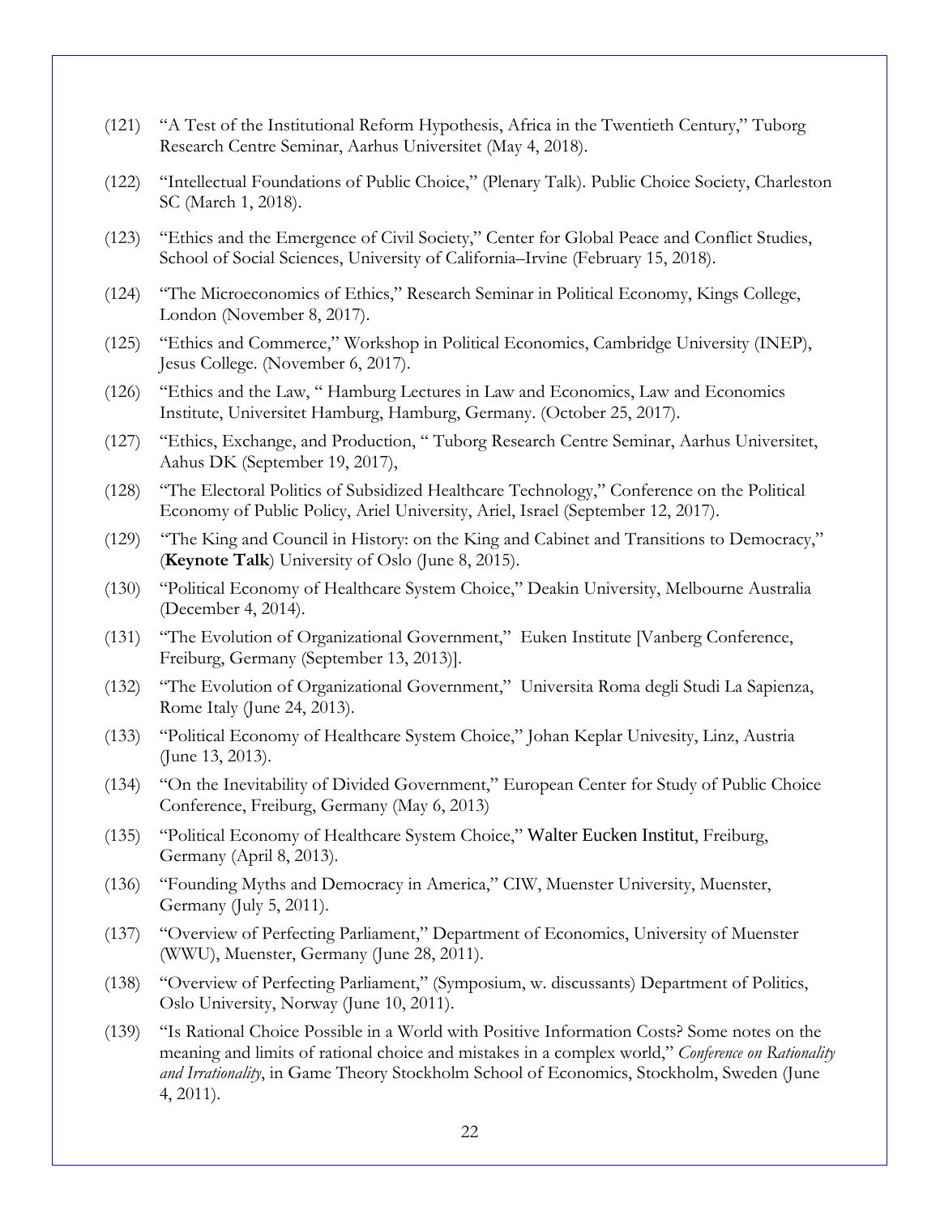(121) "A Test of the Institutional Reform Hypothesis, Africa in the Twentieth Century," Tuborg Research Centre Seminar, Aarhus Universitet (May 4, 2018).

(122) "Intellectual Foundations of Public Choice," (Plenary Talk). Public Choice Society, Charleston SC (March 1, 2018).

(123) "Ethics and the Emergence of Civil Society," Center for Global Peace and Conflict Studies, School of Social Sciences, University of California–Irvine (February 15, 2018).

(124) "The Microeconomics of Ethics," Research Seminar in Political Economy, Kings College, London (November 8, 2017).

(125) "Ethics and Commerce," Workshop in Political Economics, Cambridge University (INEP), Jesus College. (November 6, 2017).

(126) "Ethics and the Law, " Hamburg Lectures in Law and Economics, Law and Economics Institute, Universitet Hamburg, Hamburg, Germany. (October 25, 2017).

(127) "Ethics, Exchange, and Production, " Tuborg Research Centre Seminar, Aarhus Universitet, Aahus DK (September 19, 2017),

(128) "The Electoral Politics of Subsidized Healthcare Technology," Conference on the Political Economy of Public Policy, Ariel University, Ariel, Israel (September 12, 2017).

(129) "The King and Council in History: on the King and Cabinet and Transitions to Democracy," (**Keynote Talk**) University of Oslo (June 8, 2015).

(130) "Political Economy of Healthcare System Choice," Deakin University, Melbourne Australia (December 4, 2014).

(131) "The Evolution of Organizational Government," Euken Institute [Vanberg Conference, Freiburg, Germany (September 13, 2013)].

(132) "The Evolution of Organizational Government," Universita Roma degli Studi La Sapienza, Rome Italy (June 24, 2013).

(133) "Political Economy of Healthcare System Choice," Johan Keplar Univesity, Linz, Austria (June 13, 2013).

(134) "On the Inevitability of Divided Government," European Center for Study of Public Choice Conference, Freiburg, Germany (May 6, 2013)

(135) "Political Economy of Healthcare System Choice," Walter Eucken Institut, Freiburg, Germany (April 8, 2013).

(136) "Founding Myths and Democracy in America," CIW, Muenster University, Muenster, Germany (July 5, 2011).

(137) "Overview of Perfecting Parliament," Department of Economics, University of Muenster (WWU), Muenster, Germany (June 28, 2011).

(138) "Overview of Perfecting Parliament," (Symposium, w. discussants) Department of Politics, Oslo University, Norway (June 10, 2011).

(139) "Is Rational Choice Possible in a World with Positive Information Costs? Some notes on the meaning and limits of rational choice and mistakes in a complex world," *Conference on Rationality and Irrationality*, in Game Theory Stockholm School of Economics, Stockholm, Sweden (June 4, 2011).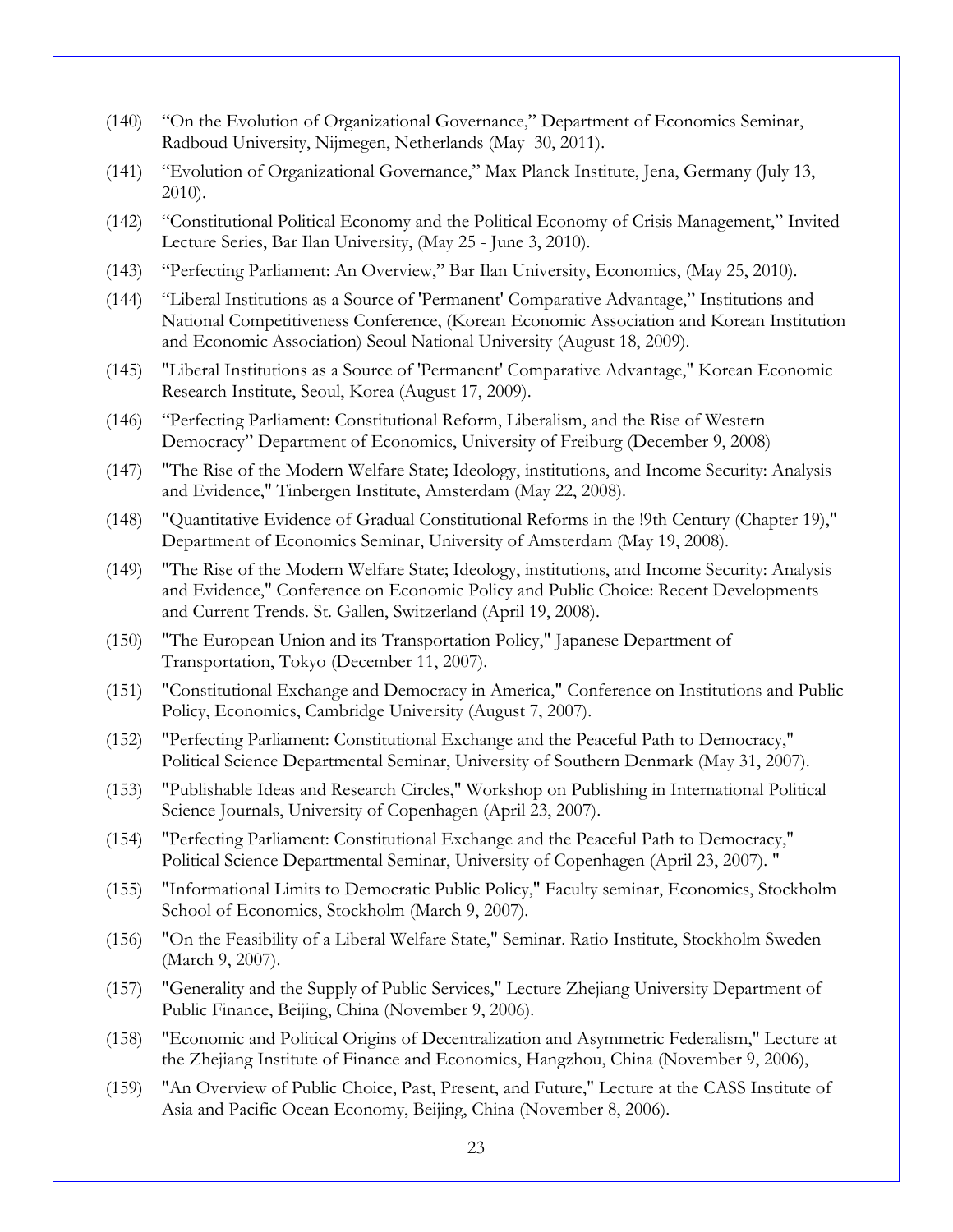(140) "On the Evolution of Organizational Governance," Department of Economics Seminar, Radboud University, Nijmegen, Netherlands (May 30, 2011).

(141) "Evolution of Organizational Governance," Max Planck Institute, Jena, Germany (July 13, 2010).

(142) "Constitutional Political Economy and the Political Economy of Crisis Management," Invited Lecture Series, Bar Ilan University, (May 25 - June 3, 2010).

(143) "Perfecting Parliament: An Overview," Bar Ilan University, Economics, (May 25, 2010).

(144) "Liberal Institutions as a Source of 'Permanent' Comparative Advantage," Institutions and National Competitiveness Conference, (Korean Economic Association and Korean Institution and Economic Association) Seoul National University (August 18, 2009).

(145) "Liberal Institutions as a Source of 'Permanent' Comparative Advantage," Korean Economic Research Institute, Seoul, Korea (August 17, 2009).

(146) "Perfecting Parliament: Constitutional Reform, Liberalism, and the Rise of Western Democracy" Department of Economics, University of Freiburg (December 9, 2008)

(147) "The Rise of the Modern Welfare State; Ideology, institutions, and Income Security: Analysis and Evidence," Tinbergen Institute, Amsterdam (May 22, 2008).

(148) "Quantitative Evidence of Gradual Constitutional Reforms in the !9th Century (Chapter 19)," Department of Economics Seminar, University of Amsterdam (May 19, 2008).

(149) "The Rise of the Modern Welfare State; Ideology, institutions, and Income Security: Analysis and Evidence," Conference on Economic Policy and Public Choice: Recent Developments and Current Trends. St. Gallen, Switzerland (April 19, 2008).

(150) "The European Union and its Transportation Policy," Japanese Department of Transportation, Tokyo (December 11, 2007).

(151) "Constitutional Exchange and Democracy in America," Conference on Institutions and Public Policy, Economics, Cambridge University (August 7, 2007).

(152) "Perfecting Parliament: Constitutional Exchange and the Peaceful Path to Democracy," Political Science Departmental Seminar, University of Southern Denmark (May 31, 2007).

(153) "Publishable Ideas and Research Circles," Workshop on Publishing in International Political Science Journals, University of Copenhagen (April 23, 2007).

(154) "Perfecting Parliament: Constitutional Exchange and the Peaceful Path to Democracy," Political Science Departmental Seminar, University of Copenhagen (April 23, 2007). "

(155) "Informational Limits to Democratic Public Policy," Faculty seminar, Economics, Stockholm School of Economics, Stockholm (March 9, 2007).

(156) "On the Feasibility of a Liberal Welfare State," Seminar. Ratio Institute, Stockholm Sweden (March 9, 2007).

(157) "Generality and the Supply of Public Services," Lecture Zhejiang University Department of Public Finance, Beijing, China (November 9, 2006).

(158) "Economic and Political Origins of Decentralization and Asymmetric Federalism," Lecture at the Zhejiang Institute of Finance and Economics, Hangzhou, China (November 9, 2006),

(159) "An Overview of Public Choice, Past, Present, and Future," Lecture at the CASS Institute of Asia and Pacific Ocean Economy, Beijing, China (November 8, 2006).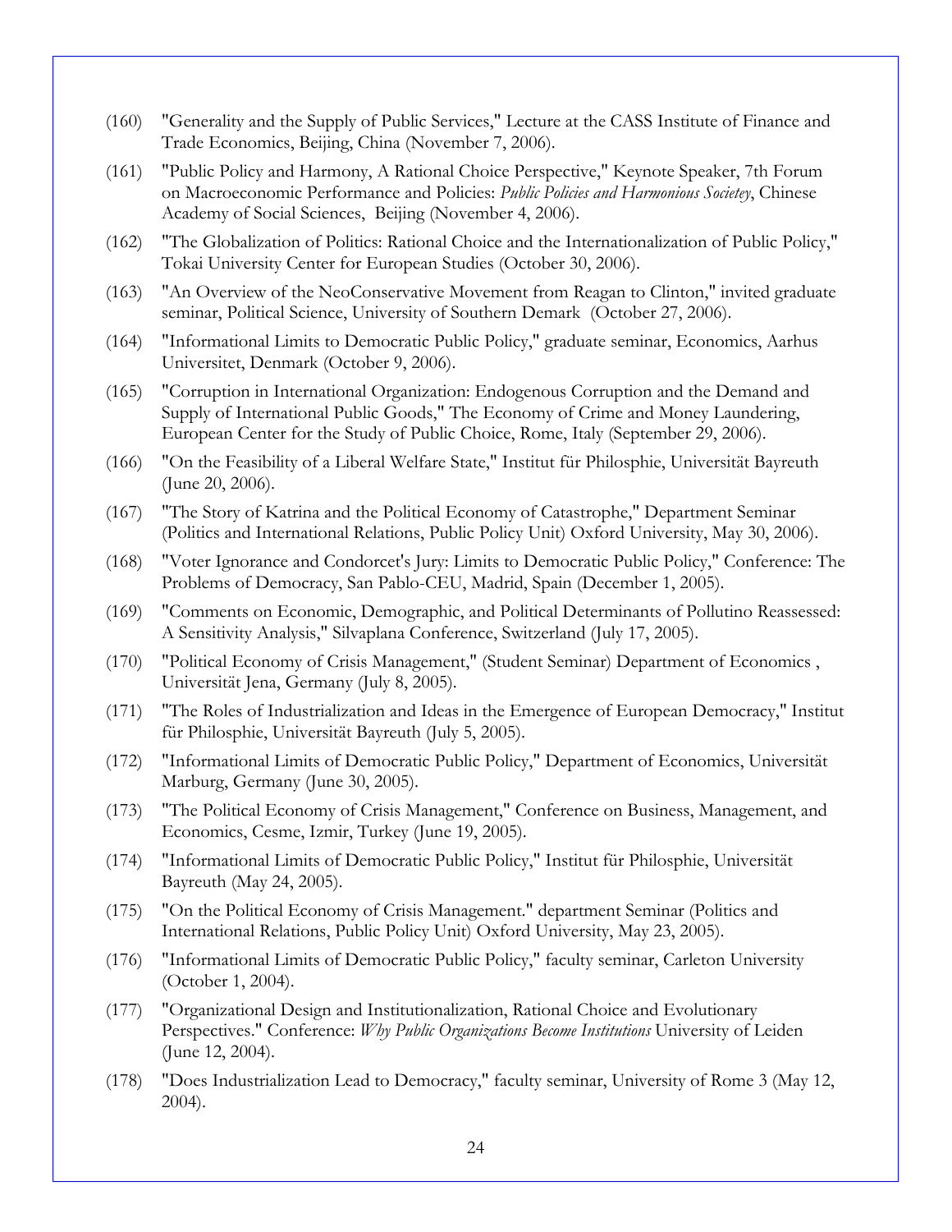(160) "Generality and the Supply of Public Services," Lecture at the CASS Institute of Finance and Trade Economics, Beijing, China (November 7, 2006).

(161) "Public Policy and Harmony, A Rational Choice Perspective," Keynote Speaker, 7th Forum on Macroeconomic Performance and Policies: *Public Policies and Harmonious Societey*, Chinese Academy of Social Sciences, Beijing (November 4, 2006).

(162) "The Globalization of Politics: Rational Choice and the Internationalization of Public Policy," Tokai University Center for European Studies (October 30, 2006).

(163) "An Overview of the NeoConservative Movement from Reagan to Clinton," invited graduate seminar, Political Science, University of Southern Demark (October 27, 2006).

(164) "Informational Limits to Democratic Public Policy," graduate seminar, Economics, Aarhus Universitet, Denmark (October 9, 2006).

(165) "Corruption in International Organization: Endogenous Corruption and the Demand and Supply of International Public Goods," The Economy of Crime and Money Laundering, European Center for the Study of Public Choice, Rome, Italy (September 29, 2006).

(166) "On the Feasibility of a Liberal Welfare State," Institut für Philosphie, Universität Bayreuth (June 20, 2006).

(167) "The Story of Katrina and the Political Economy of Catastrophe," Department Seminar (Politics and International Relations, Public Policy Unit) Oxford University, May 30, 2006).

(168) "Voter Ignorance and Condorcet's Jury: Limits to Democratic Public Policy," Conference: The Problems of Democracy, San Pablo-CEU, Madrid, Spain (December 1, 2005).

(169) "Comments on Economic, Demographic, and Political Determinants of Pollutino Reassessed: A Sensitivity Analysis," Silvaplana Conference, Switzerland (July 17, 2005).

(170) "Political Economy of Crisis Management," (Student Seminar) Department of Economics , Universität Jena, Germany (July 8, 2005).

(171) "The Roles of Industrialization and Ideas in the Emergence of European Democracy," Institut für Philosphie, Universität Bayreuth (July 5, 2005).

(172) "Informational Limits of Democratic Public Policy," Department of Economics, Universität Marburg, Germany (June 30, 2005).

(173) "The Political Economy of Crisis Management," Conference on Business, Management, and Economics, Cesme, Izmir, Turkey (June 19, 2005).

(174) "Informational Limits of Democratic Public Policy," Institut für Philosphie, Universität Bayreuth (May 24, 2005).

(175) "On the Political Economy of Crisis Management." department Seminar (Politics and International Relations, Public Policy Unit) Oxford University, May 23, 2005).

(176) "Informational Limits of Democratic Public Policy," faculty seminar, Carleton University (October 1, 2004).

(177) "Organizational Design and Institutionalization, Rational Choice and Evolutionary Perspectives." Conference: *Why Public Organizations Become Institutions* University of Leiden (June 12, 2004).

(178) "Does Industrialization Lead to Democracy," faculty seminar, University of Rome 3 (May 12, 2004).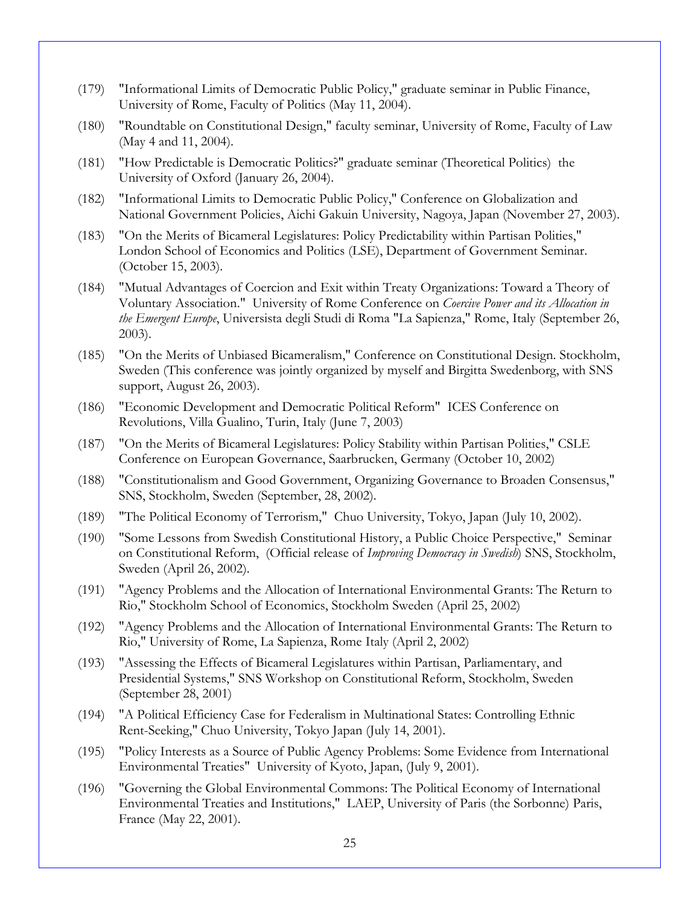(179) "Informational Limits of Democratic Public Policy," graduate seminar in Public Finance, University of Rome, Faculty of Politics (May 11, 2004).

(180) "Roundtable on Constitutional Design," faculty seminar, University of Rome, Faculty of Law (May 4 and 11, 2004).

(181) "How Predictable is Democratic Politics?" graduate seminar (Theoretical Politics) the University of Oxford (January 26, 2004).

(182) "Informational Limits to Democratic Public Policy," Conference on Globalization and National Government Policies, Aichi Gakuin University, Nagoya, Japan (November 27, 2003).

(183) "On the Merits of Bicameral Legislatures: Policy Predictability within Partisan Polities," London School of Economics and Politics (LSE), Department of Government Seminar. (October 15, 2003).

(184) "Mutual Advantages of Coercion and Exit within Treaty Organizations: Toward a Theory of Voluntary Association." University of Rome Conference on *Coercive Power and its Allocation in the Emergent Europe*, Universista degli Studi di Roma "La Sapienza," Rome, Italy (September 26, 2003).

(185) "On the Merits of Unbiased Bicameralism," Conference on Constitutional Design. Stockholm, Sweden (This conference was jointly organized by myself and Birgitta Swedenborg, with SNS support, August 26, 2003).

(186) "Economic Development and Democratic Political Reform" ICES Conference on Revolutions, Villa Gualino, Turin, Italy (June 7, 2003)

(187) "On the Merits of Bicameral Legislatures: Policy Stability within Partisan Polities," CSLE Conference on European Governance, Saarbrucken, Germany (October 10, 2002)

(188) "Constitutionalism and Good Government, Organizing Governance to Broaden Consensus," SNS, Stockholm, Sweden (September, 28, 2002).

(189) "The Political Economy of Terrorism," Chuo University, Tokyo, Japan (July 10, 2002).

(190) "Some Lessons from Swedish Constitutional History, a Public Choice Perspective," Seminar on Constitutional Reform, (Official release of *Improving Democracy in Swedish*) SNS, Stockholm, Sweden (April 26, 2002).

(191) "Agency Problems and the Allocation of International Environmental Grants: The Return to Rio," Stockholm School of Economics, Stockholm Sweden (April 25, 2002)

(192) "Agency Problems and the Allocation of International Environmental Grants: The Return to Rio," University of Rome, La Sapienza, Rome Italy (April 2, 2002)

(193) "Assessing the Effects of Bicameral Legislatures within Partisan, Parliamentary, and Presidential Systems," SNS Workshop on Constitutional Reform, Stockholm, Sweden (September 28, 2001)

(194) "A Political Efficiency Case for Federalism in Multinational States: Controlling Ethnic Rent-Seeking," Chuo University, Tokyo Japan (July 14, 2001).

(195) "Policy Interests as a Source of Public Agency Problems: Some Evidence from International Environmental Treaties" University of Kyoto, Japan, (July 9, 2001).

(196) "Governing the Global Environmental Commons: The Political Economy of International Environmental Treaties and Institutions," LAEP, University of Paris (the Sorbonne) Paris, France (May 22, 2001).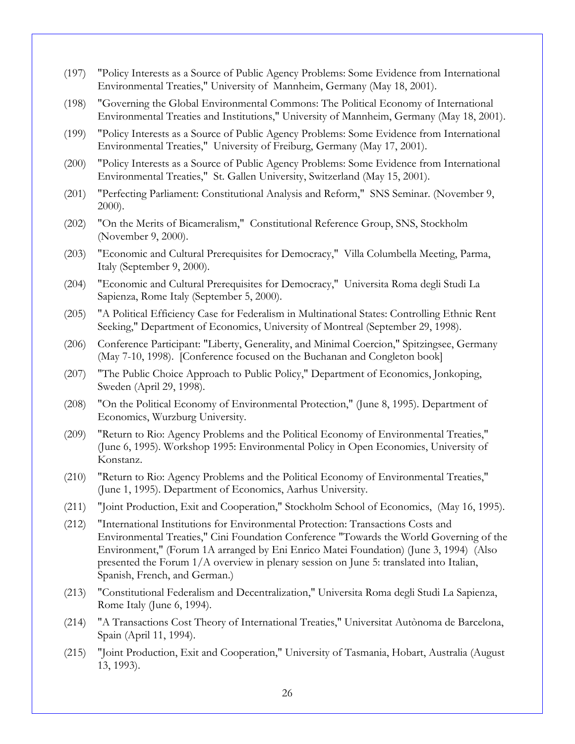(197) "Policy Interests as a Source of Public Agency Problems: Some Evidence from International Environmental Treaties," University of Mannheim, Germany (May 18, 2001).

(198) "Governing the Global Environmental Commons: The Political Economy of International Environmental Treaties and Institutions," University of Mannheim, Germany (May 18, 2001).

(199) "Policy Interests as a Source of Public Agency Problems: Some Evidence from International Environmental Treaties," University of Freiburg, Germany (May 17, 2001).

(200) "Policy Interests as a Source of Public Agency Problems: Some Evidence from International Environmental Treaties," St. Gallen University, Switzerland (May 15, 2001).

(201) "Perfecting Parliament: Constitutional Analysis and Reform," SNS Seminar. (November 9, 2000).

(202) "On the Merits of Bicameralism," Constitutional Reference Group, SNS, Stockholm (November 9, 2000).

(203) "Economic and Cultural Prerequisites for Democracy," Villa Columbella Meeting, Parma, Italy (September 9, 2000).

(204) "Economic and Cultural Prerequisites for Democracy," Universita Roma degli Studi La Sapienza, Rome Italy (September 5, 2000).

(205) "A Political Efficiency Case for Federalism in Multinational States: Controlling Ethnic Rent Seeking," Department of Economics, University of Montreal (September 29, 1998).

(206) Conference Participant: "Liberty, Generality, and Minimal Coercion," Spitzingsee, Germany (May 7-10, 1998). [Conference focused on the Buchanan and Congleton book]

(207) "The Public Choice Approach to Public Policy," Department of Economics, Jonkoping, Sweden (April 29, 1998).

(208) "On the Political Economy of Environmental Protection," (June 8, 1995). Department of Economics, Wurzburg University.

(209) "Return to Rio: Agency Problems and the Political Economy of Environmental Treaties," (June 6, 1995). Workshop 1995: Environmental Policy in Open Economies, University of Konstanz.

(210) "Return to Rio: Agency Problems and the Political Economy of Environmental Treaties," (June 1, 1995). Department of Economics, Aarhus University.

(211) "Joint Production, Exit and Cooperation," Stockholm School of Economics, (May 16, 1995).

(212) "International Institutions for Environmental Protection: Transactions Costs and Environmental Treaties," Cini Foundation Conference "Towards the World Governing of the Environment," (Forum 1A arranged by Eni Enrico Matei Foundation) (June 3, 1994) (Also presented the Forum 1/A overview in plenary session on June 5: translated into Italian, Spanish, French, and German.)

(213) "Constitutional Federalism and Decentralization," Universita Roma degli Studi La Sapienza, Rome Italy (June 6, 1994).

(214) "A Transactions Cost Theory of International Treaties," Universitat Autònoma de Barcelona, Spain (April 11, 1994).

(215) "Joint Production, Exit and Cooperation," University of Tasmania, Hobart, Australia (August 13, 1993).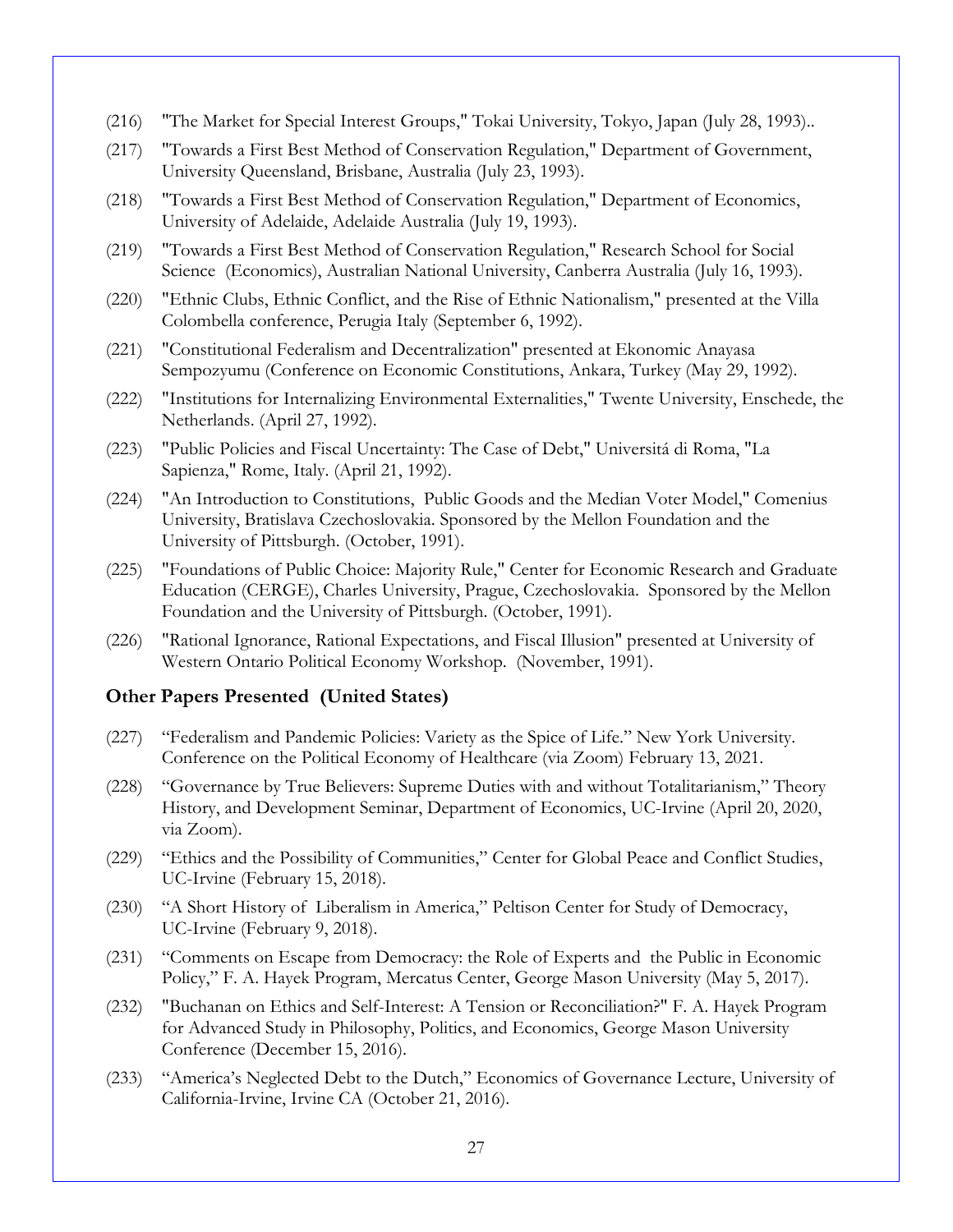(216) "The Market for Special Interest Groups," Tokai University, Tokyo, Japan (July 28, 1993)..

(217) "Towards a First Best Method of Conservation Regulation," Department of Government, University Queensland, Brisbane, Australia (July 23, 1993).

(218) "Towards a First Best Method of Conservation Regulation," Department of Economics, University of Adelaide, Adelaide Australia (July 19, 1993).

(219) "Towards a First Best Method of Conservation Regulation," Research School for Social Science (Economics), Australian National University, Canberra Australia (July 16, 1993).

(220) "Ethnic Clubs, Ethnic Conflict, and the Rise of Ethnic Nationalism," presented at the Villa Colombella conference, Perugia Italy (September 6, 1992).

(221) "Constitutional Federalism and Decentralization" presented at Ekonomic Anayasa Sempozyumu (Conference on Economic Constitutions, Ankara, Turkey (May 29, 1992).

(222) "Institutions for Internalizing Environmental Externalities," Twente University, Enschede, the Netherlands. (April 27, 1992).

(223) "Public Policies and Fiscal Uncertainty: The Case of Debt," Universitá di Roma, "La Sapienza," Rome, Italy. (April 21, 1992).

(224) "An Introduction to Constitutions, Public Goods and the Median Voter Model," Comenius University, Bratislava Czechoslovakia. Sponsored by the Mellon Foundation and the University of Pittsburgh. (October, 1991).

(225) "Foundations of Public Choice: Majority Rule," Center for Economic Research and Graduate Education (CERGE), Charles University, Prague, Czechoslovakia. Sponsored by the Mellon Foundation and the University of Pittsburgh. (October, 1991).

(226) "Rational Ignorance, Rational Expectations, and Fiscal Illusion" presented at University of Western Ontario Political Economy Workshop. (November, 1991).

### Other Papers Presented (United States)

(227) "Federalism and Pandemic Policies: Variety as the Spice of Life." New York University. Conference on the Political Economy of Healthcare (via Zoom) February 13, 2021.

(228) "Governance by True Believers: Supreme Duties with and without Totalitarianism," Theory History, and Development Seminar, Department of Economics, UC-Irvine (April 20, 2020, via Zoom).

(229) "Ethics and the Possibility of Communities," Center for Global Peace and Conflict Studies, UC-Irvine (February 15, 2018).

(230) "A Short History of Liberalism in America," Peltison Center for Study of Democracy, UC-Irvine (February 9, 2018).

(231) "Comments on Escape from Democracy: the Role of Experts and the Public in Economic Policy," F. A. Hayek Program, Mercatus Center, George Mason University (May 5, 2017).

(232) "Buchanan on Ethics and Self-Interest: A Tension or Reconciliation?" F. A. Hayek Program for Advanced Study in Philosophy, Politics, and Economics, George Mason University Conference (December 15, 2016).

(233) "America's Neglected Debt to the Dutch," Economics of Governance Lecture, University of California-Irvine, Irvine CA (October 21, 2016).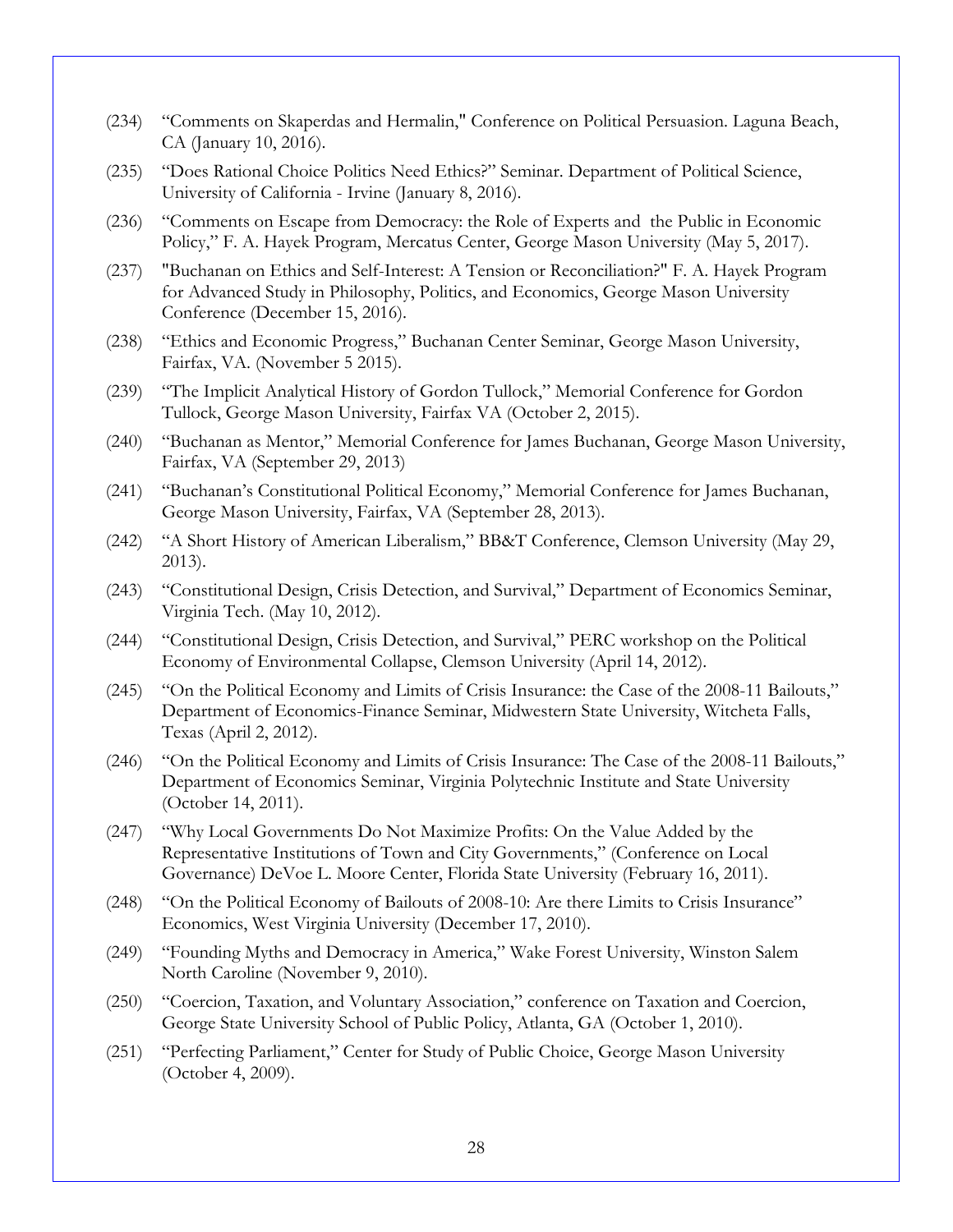(234) "Comments on Skaperdas and Hermalin," Conference on Political Persuasion. Laguna Beach, CA (January 10, 2016).

(235) "Does Rational Choice Politics Need Ethics?" Seminar. Department of Political Science, University of California - Irvine (January 8, 2016).

(236) "Comments on Escape from Democracy: the Role of Experts and the Public in Economic Policy," F. A. Hayek Program, Mercatus Center, George Mason University (May 5, 2017).

(237) "Buchanan on Ethics and Self-Interest: A Tension or Reconciliation?" F. A. Hayek Program for Advanced Study in Philosophy, Politics, and Economics, George Mason University Conference (December 15, 2016).

(238) "Ethics and Economic Progress," Buchanan Center Seminar, George Mason University, Fairfax, VA. (November 5 2015).

(239) "The Implicit Analytical History of Gordon Tullock," Memorial Conference for Gordon Tullock, George Mason University, Fairfax VA (October 2, 2015).

(240) "Buchanan as Mentor," Memorial Conference for James Buchanan, George Mason University, Fairfax, VA (September 29, 2013)

(241) "Buchanan's Constitutional Political Economy," Memorial Conference for James Buchanan, George Mason University, Fairfax, VA (September 28, 2013).

(242) "A Short History of American Liberalism," BB&T Conference, Clemson University (May 29, 2013).

(243) "Constitutional Design, Crisis Detection, and Survival," Department of Economics Seminar, Virginia Tech. (May 10, 2012).

(244) "Constitutional Design, Crisis Detection, and Survival," PERC workshop on the Political Economy of Environmental Collapse, Clemson University (April 14, 2012).

(245) "On the Political Economy and Limits of Crisis Insurance: the Case of the 2008-11 Bailouts," Department of Economics-Finance Seminar, Midwestern State University, Witcheta Falls, Texas (April 2, 2012).

(246) "On the Political Economy and Limits of Crisis Insurance: The Case of the 2008-11 Bailouts," Department of Economics Seminar, Virginia Polytechnic Institute and State University (October 14, 2011).

(247) "Why Local Governments Do Not Maximize Profits: On the Value Added by the Representative Institutions of Town and City Governments," (Conference on Local Governance) DeVoe L. Moore Center, Florida State University (February 16, 2011).

(248) "On the Political Economy of Bailouts of 2008-10: Are there Limits to Crisis Insurance" Economics, West Virginia University (December 17, 2010).

(249) "Founding Myths and Democracy in America," Wake Forest University, Winston Salem North Caroline (November 9, 2010).

(250) "Coercion, Taxation, and Voluntary Association," conference on Taxation and Coercion, George State University School of Public Policy, Atlanta, GA (October 1, 2010).

(251) "Perfecting Parliament," Center for Study of Public Choice, George Mason University (October 4, 2009).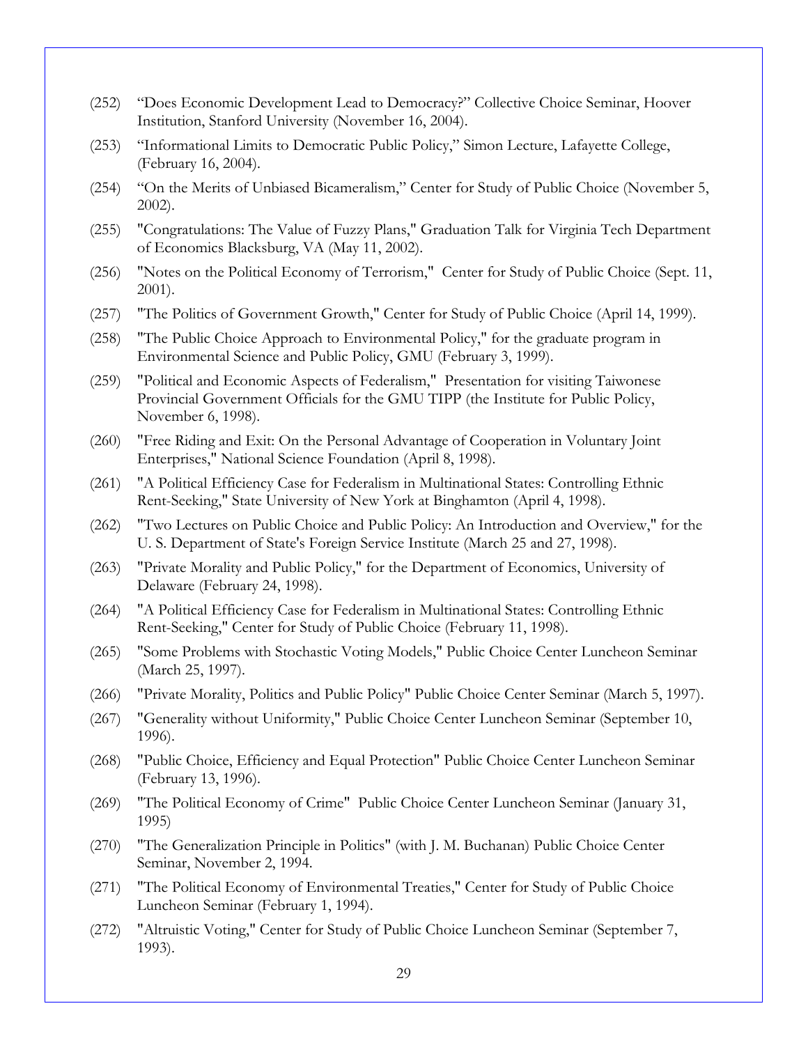(252) "Does Economic Development Lead to Democracy?" Collective Choice Seminar, Hoover Institution, Stanford University (November 16, 2004).

(253) "Informational Limits to Democratic Public Policy," Simon Lecture, Lafayette College, (February 16, 2004).

(254) "On the Merits of Unbiased Bicameralism," Center for Study of Public Choice (November 5, 2002).

(255) "Congratulations: The Value of Fuzzy Plans," Graduation Talk for Virginia Tech Department of Economics Blacksburg, VA (May 11, 2002).

(256) "Notes on the Political Economy of Terrorism," Center for Study of Public Choice (Sept. 11, 2001).

(257) "The Politics of Government Growth," Center for Study of Public Choice (April 14, 1999).

(258) "The Public Choice Approach to Environmental Policy," for the graduate program in Environmental Science and Public Policy, GMU (February 3, 1999).

(259) "Political and Economic Aspects of Federalism," Presentation for visiting Taiwonese Provincial Government Officials for the GMU TIPP (the Institute for Public Policy, November 6, 1998).

(260) "Free Riding and Exit: On the Personal Advantage of Cooperation in Voluntary Joint Enterprises," National Science Foundation (April 8, 1998).

(261) "A Political Efficiency Case for Federalism in Multinational States: Controlling Ethnic Rent-Seeking," State University of New York at Binghamton (April 4, 1998).

(262) "Two Lectures on Public Choice and Public Policy: An Introduction and Overview," for the U. S. Department of State's Foreign Service Institute (March 25 and 27, 1998).

(263) "Private Morality and Public Policy," for the Department of Economics, University of Delaware (February 24, 1998).

(264) "A Political Efficiency Case for Federalism in Multinational States: Controlling Ethnic Rent-Seeking," Center for Study of Public Choice (February 11, 1998).

(265) "Some Problems with Stochastic Voting Models," Public Choice Center Luncheon Seminar (March 25, 1997).

(266) "Private Morality, Politics and Public Policy" Public Choice Center Seminar (March 5, 1997).

(267) "Generality without Uniformity," Public Choice Center Luncheon Seminar (September 10, 1996).

(268) "Public Choice, Efficiency and Equal Protection" Public Choice Center Luncheon Seminar (February 13, 1996).

(269) "The Political Economy of Crime" Public Choice Center Luncheon Seminar (January 31, 1995)

(270) "The Generalization Principle in Politics" (with J. M. Buchanan) Public Choice Center Seminar, November 2, 1994.

(271) "The Political Economy of Environmental Treaties," Center for Study of Public Choice Luncheon Seminar (February 1, 1994).

(272) "Altruistic Voting," Center for Study of Public Choice Luncheon Seminar (September 7, 1993).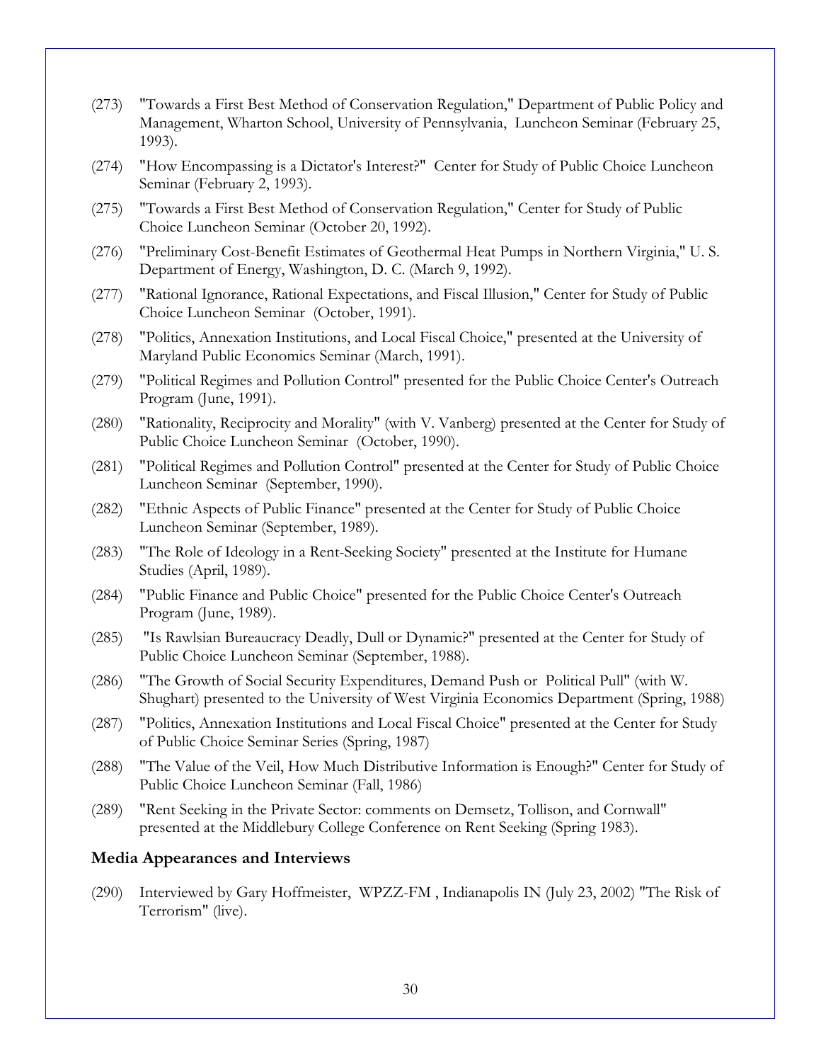(273) "Towards a First Best Method of Conservation Regulation," Department of Public Policy and Management, Wharton School, University of Pennsylvania, Luncheon Seminar (February 25, 1993).

(274) "How Encompassing is a Dictator's Interest?" Center for Study of Public Choice Luncheon Seminar (February 2, 1993).

(275) "Towards a First Best Method of Conservation Regulation," Center for Study of Public Choice Luncheon Seminar (October 20, 1992).

(276) "Preliminary Cost-Benefit Estimates of Geothermal Heat Pumps in Northern Virginia," U. S. Department of Energy, Washington, D. C. (March 9, 1992).

(277) "Rational Ignorance, Rational Expectations, and Fiscal Illusion," Center for Study of Public Choice Luncheon Seminar (October, 1991).

(278) "Politics, Annexation Institutions, and Local Fiscal Choice," presented at the University of Maryland Public Economics Seminar (March, 1991).

(279) "Political Regimes and Pollution Control" presented for the Public Choice Center's Outreach Program (June, 1991).

(280) "Rationality, Reciprocity and Morality" (with V. Vanberg) presented at the Center for Study of Public Choice Luncheon Seminar (October, 1990).

(281) "Political Regimes and Pollution Control" presented at the Center for Study of Public Choice Luncheon Seminar (September, 1990).

(282) "Ethnic Aspects of Public Finance" presented at the Center for Study of Public Choice Luncheon Seminar (September, 1989).

(283) "The Role of Ideology in a Rent-Seeking Society" presented at the Institute for Humane Studies (April, 1989).

(284) "Public Finance and Public Choice" presented for the Public Choice Center's Outreach Program (June, 1989).

(285) "Is Rawlsian Bureaucracy Deadly, Dull or Dynamic?" presented at the Center for Study of Public Choice Luncheon Seminar (September, 1988).

(286) "The Growth of Social Security Expenditures, Demand Push or Political Pull" (with W. Shughart) presented to the University of West Virginia Economics Department (Spring, 1988)

(287) "Politics, Annexation Institutions and Local Fiscal Choice" presented at the Center for Study of Public Choice Seminar Series (Spring, 1987)

(288) "The Value of the Veil, How Much Distributive Information is Enough?" Center for Study of Public Choice Luncheon Seminar (Fall, 1986)

(289) "Rent Seeking in the Private Sector: comments on Demsetz, Tollison, and Cornwall" presented at the Middlebury College Conference on Rent Seeking (Spring 1983).

## Media Appearances and Interviews

(290) Interviewed by Gary Hoffmeister, WPZZ-FM , Indianapolis IN (July 23, 2002) "The Risk of Terrorism" (live).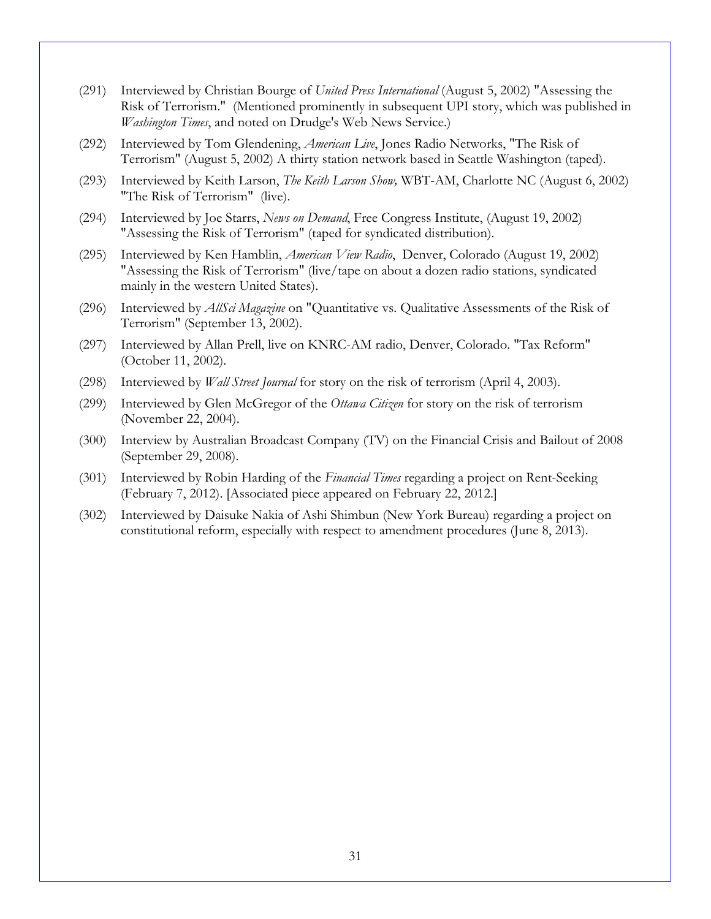(291) Interviewed by Christian Bourge of *United Press International* (August 5, 2002) "Assessing the Risk of Terrorism." (Mentioned prominently in subsequent UPI story, which was published in *Washington Times*, and noted on Drudge's Web News Service.)

(292) Interviewed by Tom Glendening, *American Live*, Jones Radio Networks, "The Risk of Terrorism" (August 5, 2002) A thirty station network based in Seattle Washington (taped).

(293) Interviewed by Keith Larson, *The Keith Larson Show,* WBT-AM, Charlotte NC (August 6, 2002) "The Risk of Terrorism" (live).

(294) Interviewed by Joe Starrs, *News on Demand*, Free Congress Institute, (August 19, 2002) "Assessing the Risk of Terrorism" (taped for syndicated distribution).

(295) Interviewed by Ken Hamblin, *American View Radio*, Denver, Colorado (August 19, 2002) "Assessing the Risk of Terrorism" (live/tape on about a dozen radio stations, syndicated mainly in the western United States).

(296) Interviewed by *AllSci Magazine* on "Quantitative vs. Qualitative Assessments of the Risk of Terrorism" (September 13, 2002).

(297) Interviewed by Allan Prell, live on KNRC-AM radio, Denver, Colorado. "Tax Reform" (October 11, 2002).

(298) Interviewed by *Wall Street Journal* for story on the risk of terrorism (April 4, 2003).

(299) Interviewed by Glen McGregor of the *Ottawa Citizen* for story on the risk of terrorism (November 22, 2004).

(300) Interview by Australian Broadcast Company (TV) on the Financial Crisis and Bailout of 2008 (September 29, 2008).

(301) Interviewed by Robin Harding of the *Financial Times* regarding a project on Rent-Seeking (February 7, 2012). [Associated piece appeared on February 22, 2012.]

(302) Interviewed by Daisuke Nakia of Ashi Shimbun (New York Bureau) regarding a project on constitutional reform, especially with respect to amendment procedures (June 8, 2013).